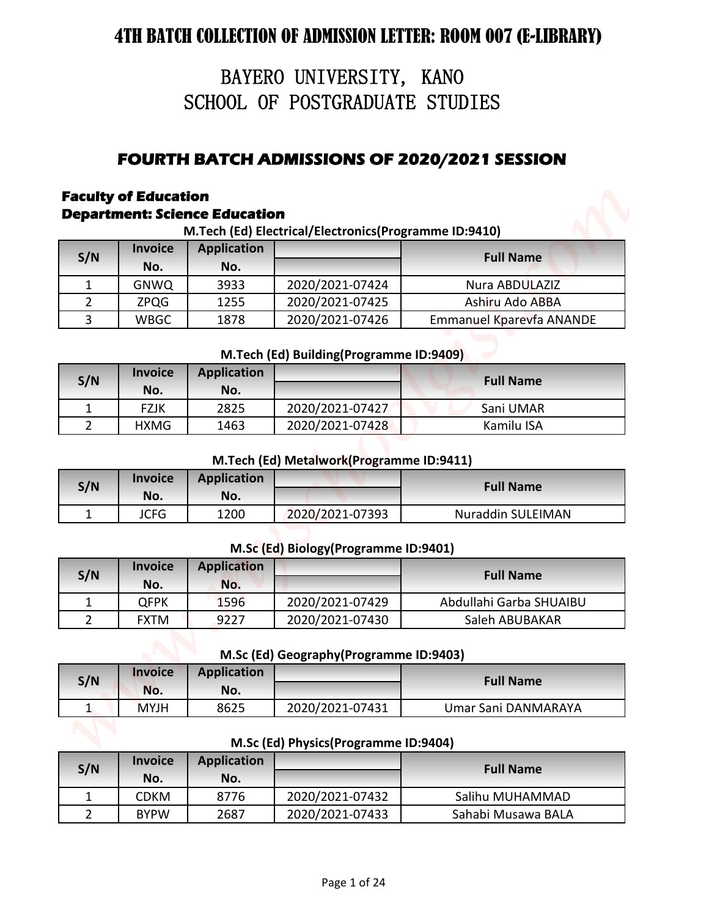# 4TH BATCH COLLECTION OF ADMISSION LETTER: ROOM 007 (E-LIBRARY)

## BAYERO UNIVERSITY, KANO
## SCHOOL OF POSTGRADUATE STUDIES

### FOURTH BATCH ADMISSIONS OF 2020/2021 SESSION

**Faculty of Education**
**Department: Science Education**

**M.Tech (Ed) Electrical/Electronics(Programme ID:9410)**

| S/N | Invoice No. | Application No. | | Full Name |
|---|---|---|---|---|
| 1 | GNWQ | 3933 | 2020/2021-07424 | Nura ABDULAZIZ |
| 2 | ZPQG | 1255 | 2020/2021-07425 | Ashiru Ado ABBA |
| 3 | WBGC | 1878 | 2020/2021-07426 | Emmanuel Kparevfa ANANDE |

**M.Tech (Ed) Building(Programme ID:9409)**

| S/N | Invoice No. | Application No. | | Full Name |
|---|---|---|---|---|
| 1 | FZJK | 2825 | 2020/2021-07427 | Sani UMAR |
| 2 | HXMG | 1463 | 2020/2021-07428 | Kamilu ISA |

**M.Tech (Ed) Metalwork(Programme ID:9411)**

| S/N | Invoice No. | Application No. | | Full Name |
|---|---|---|---|---|
| 1 | JCFG | 1200 | 2020/2021-07393 | Nuraddin SULEIMAN |

**M.Sc (Ed) Biology(Programme ID:9401)**

| S/N | Invoice No. | Application No. | | Full Name |
|---|---|---|---|---|
| 1 | QFPK | 1596 | 2020/2021-07429 | Abdullahi Garba SHUAIBU |
| 2 | FXTM | 9227 | 2020/2021-07430 | Saleh ABUBAKAR |

**M.Sc (Ed) Geography(Programme ID:9403)**

| S/N | Invoice No. | Application No. | | Full Name |
|---|---|---|---|---|
| 1 | MYJH | 8625 | 2020/2021-07431 | Umar Sani DANMARAYA |

**M.Sc (Ed) Physics(Programme ID:9404)**

| S/N | Invoice No. | Application No. | | Full Name |
|---|---|---|---|---|
| 1 | CDKM | 8776 | 2020/2021-07432 | Salihu MUHAMMAD |
| 2 | BYPW | 2687 | 2020/2021-07433 | Sahabi Musawa BALA |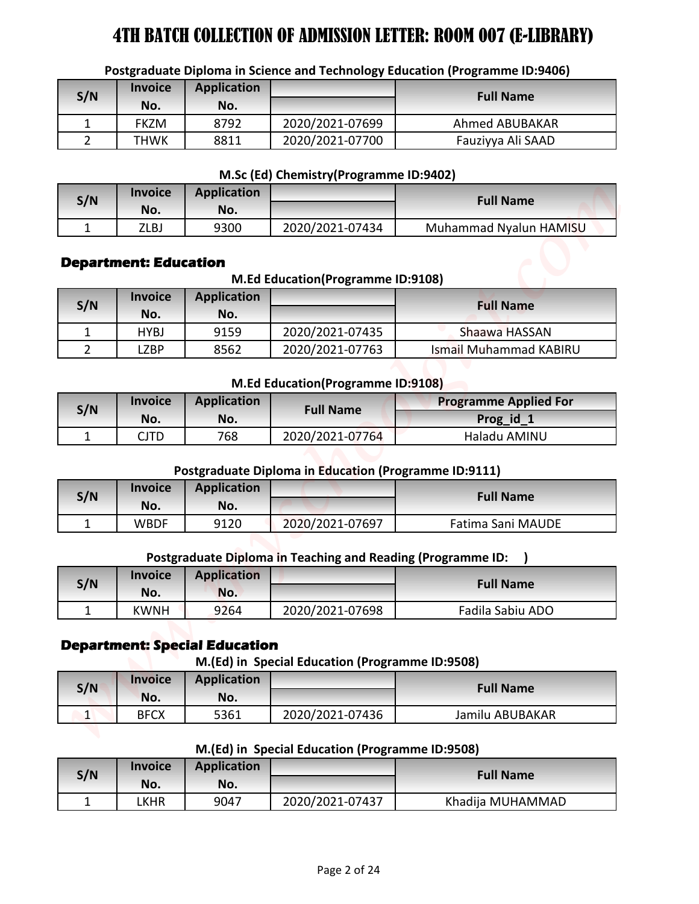# 4TH BATCH COLLECTION OF ADMISSION LETTER: ROOM 007 (E-LIBRARY)

**Postgraduate Diploma in Science and Technology Education (Programme ID:9406)**

| S/N | Invoice No. | Application No. | | Full Name |
|---|---|---|---|---|
| 1 | FKZM | 8792 | 2020/2021-07699 | Ahmed ABUBAKAR |
| 2 | THWK | 8811 | 2020/2021-07700 | Fauziyya Ali SAAD |

**M.Sc (Ed) Chemistry(Programme ID:9402)**

| S/N | Invoice No. | Application No. | | Full Name |
|---|---|---|---|---|
| 1 | ZLBJ | 9300 | 2020/2021-07434 | Muhammad Nyalun HAMISU |

## Department: Education

**M.Ed Education(Programme ID:9108)**

| S/N | Invoice No. | Application No. | | Full Name |
|---|---|---|---|---|
| 1 | HYBJ | 9159 | 2020/2021-07435 | Shaawa HASSAN |
| 2 | LZBP | 8562 | 2020/2021-07763 | Ismail Muhammad KABIRU |

**M.Ed Education(Programme ID:9108)**

| S/N | Invoice No. | Application No. | Full Name | Programme Applied For |
|---|---|---|---|---|
| | | | | Prog_id_1 |
| 1 | CJTD | 768 | 2020/2021-07764 | Haladu AMINU |

**Postgraduate Diploma in Education (Programme ID:9111)**

| S/N | Invoice No. | Application No. | | Full Name |
|---|---|---|---|---|
| 1 | WBDF | 9120 | 2020/2021-07697 | Fatima Sani MAUDE |

**Postgraduate Diploma in Teaching and Reading (Programme ID: )**

| S/N | Invoice No. | Application No. | | Full Name |
|---|---|---|---|---|
| 1 | KWNH | 9264 | 2020/2021-07698 | Fadila Sabiu ADO |

## Department: Special Education

**M.(Ed) in Special Education (Programme ID:9508)**

| S/N | Invoice No. | Application No. | | Full Name |
|---|---|---|---|---|
| 1 | BFCX | 5361 | 2020/2021-07436 | Jamilu ABUBAKAR |

**M.(Ed) in Special Education (Programme ID:9508)**

| S/N | Invoice No. | Application No. | | Full Name |
|---|---|---|---|---|
| 1 | LKHR | 9047 | 2020/2021-07437 | Khadija MUHAMMAD |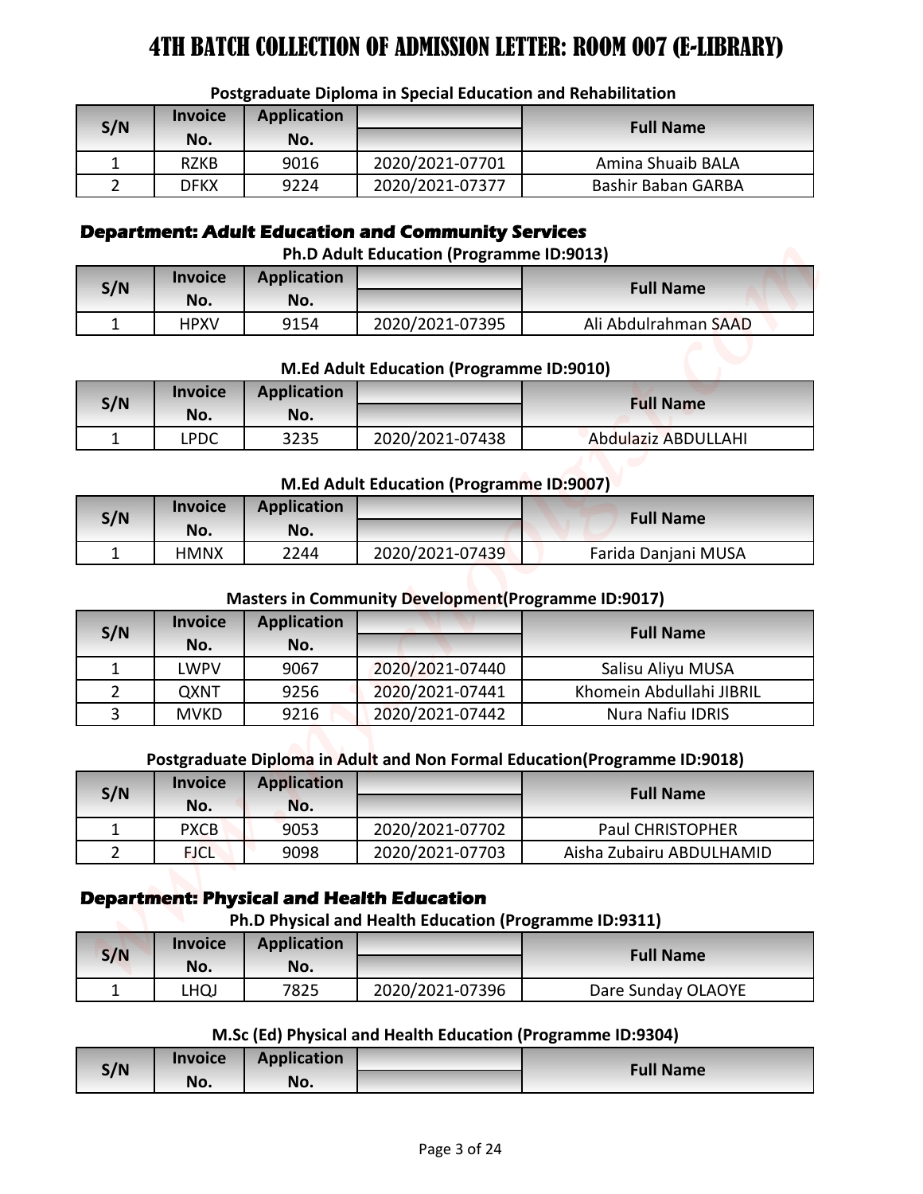# 4TH BATCH COLLECTION OF ADMISSION LETTER: ROOM 007 (E-LIBRARY)

### Postgraduate Diploma in Special Education and Rehabilitation

| S/N | Invoice No. | Application No. | | Full Name |
|---|---|---|---|---|
| 1 | RZKB | 9016 | 2020/2021-07701 | Amina Shuaib BALA |
| 2 | DFKX | 9224 | 2020/2021-07377 | Bashir Baban GARBA |

## Department: Adult Education and Community Services

### Ph.D Adult Education (Programme ID:9013)

| S/N | Invoice No. | Application No. | | Full Name |
|---|---|---|---|---|
| 1 | HPXV | 9154 | 2020/2021-07395 | Ali Abdulrahman SAAD |

### M.Ed Adult Education (Programme ID:9010)

| S/N | Invoice No. | Application No. | | Full Name |
|---|---|---|---|---|
| 1 | LPDC | 3235 | 2020/2021-07438 | Abdulaziz ABDULLAHI |

### M.Ed Adult Education (Programme ID:9007)

| S/N | Invoice No. | Application No. | | Full Name |
|---|---|---|---|---|
| 1 | HMNX | 2244 | 2020/2021-07439 | Farida Danjani MUSA |

### Masters in Community Development(Programme ID:9017)

| S/N | Invoice No. | Application No. | | Full Name |
|---|---|---|---|---|
| 1 | LWPV | 9067 | 2020/2021-07440 | Salisu Aliyu MUSA |
| 2 | QXNT | 9256 | 2020/2021-07441 | Khomein Abdullahi JIBRIL |
| 3 | MVKD | 9216 | 2020/2021-07442 | Nura Nafiu IDRIS |

### Postgraduate Diploma in Adult and Non Formal Education(Programme ID:9018)

| S/N | Invoice No. | Application No. | | Full Name |
|---|---|---|---|---|
| 1 | PXCB | 9053 | 2020/2021-07702 | Paul CHRISTOPHER |
| 2 | FJCL | 9098 | 2020/2021-07703 | Aisha Zubairu ABDULHAMID |

## Department: Physical and Health Education

### Ph.D Physical and Health Education (Programme ID:9311)

| S/N | Invoice No. | Application No. | | Full Name |
|---|---|---|---|---|
| 1 | LHQJ | 7825 | 2020/2021-07396 | Dare Sunday OLAOYE |

### M.Sc (Ed) Physical and Health Education (Programme ID:9304)

| S/N | Invoice No. | Application No. | | Full Name |
|---|---|---|---|---|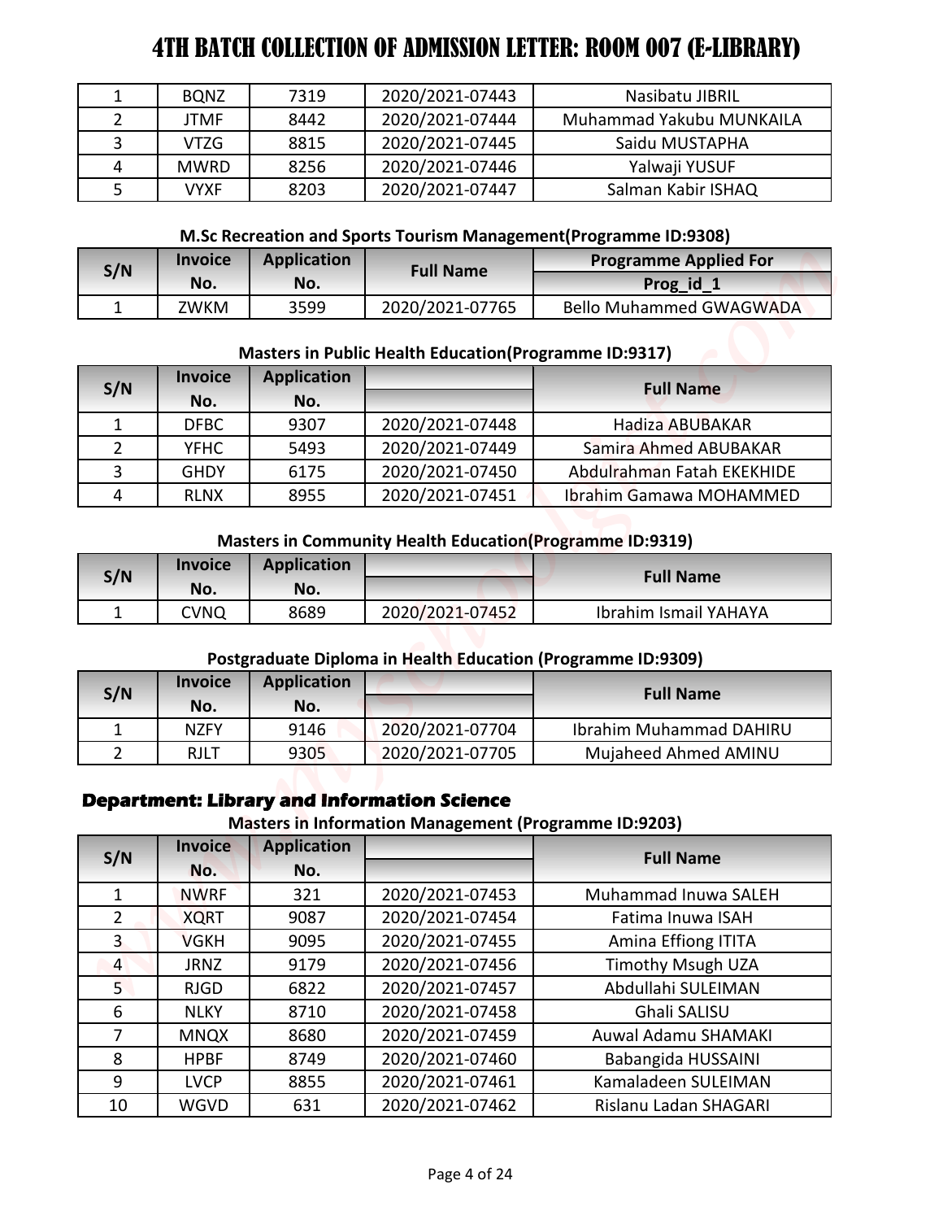# 4TH BATCH COLLECTION OF ADMISSION LETTER: ROOM 007 (E-LIBRARY)

| | | | | |
|---|---|---|---|---|
| 1 | BQNZ | 7319 | 2020/2021-07443 | Nasibatu JIBRIL |
| 2 | JTMF | 8442 | 2020/2021-07444 | Muhammad Yakubu MUNKAILA |
| 3 | VTZG | 8815 | 2020/2021-07445 | Saidu MUSTAPHA |
| 4 | MWRD | 8256 | 2020/2021-07446 | Yalwaji YUSUF |
| 5 | VYXF | 8203 | 2020/2021-07447 | Salman Kabir ISHAQ |

**M.Sc Recreation and Sports Tourism Management(Programme ID:9308)**

| S/N | Invoice No. | Application No. | Full Name | Programme Applied For |
|---|---|---|---|---|
| | | | | Prog_id_1 |
| 1 | ZWKM | 3599 | 2020/2021-07765 | Bello Muhammed GWAGWADA |

**Masters in Public Health Education(Programme ID:9317)**

| S/N | Invoice No. | Application No. | | Full Name |
|---|---|---|---|---|
| 1 | DFBC | 9307 | 2020/2021-07448 | Hadiza ABUBAKAR |
| 2 | YFHC | 5493 | 2020/2021-07449 | Samira Ahmed ABUBAKAR |
| 3 | GHDY | 6175 | 2020/2021-07450 | Abdulrahman Fatah EKEKHIDE |
| 4 | RLNX | 8955 | 2020/2021-07451 | Ibrahim Gamawa MOHAMMED |

**Masters in Community Health Education(Programme ID:9319)**

| S/N | Invoice No. | Application No. | | Full Name |
|---|---|---|---|---|
| 1 | CVNQ | 8689 | 2020/2021-07452 | Ibrahim Ismail YAHAYA |

**Postgraduate Diploma in Health Education (Programme ID:9309)**

| S/N | Invoice No. | Application No. | | Full Name |
|---|---|---|---|---|
| 1 | NZFY | 9146 | 2020/2021-07704 | Ibrahim Muhammad DAHIRU |
| 2 | RJLT | 9305 | 2020/2021-07705 | Mujaheed Ahmed AMINU |

## Department: Library and Information Science

**Masters in Information Management (Programme ID:9203)**

| S/N | Invoice No. | Application No. | | Full Name |
|---|---|---|---|---|
| 1 | NWRF | 321 | 2020/2021-07453 | Muhammad Inuwa SALEH |
| 2 | XQRT | 9087 | 2020/2021-07454 | Fatima Inuwa ISAH |
| 3 | VGKH | 9095 | 2020/2021-07455 | Amina Effiong ITITA |
| 4 | JRNZ | 9179 | 2020/2021-07456 | Timothy Msugh UZA |
| 5 | RJGD | 6822 | 2020/2021-07457 | Abdullahi SULEIMAN |
| 6 | NLKY | 8710 | 2020/2021-07458 | Ghali SALISU |
| 7 | MNQX | 8680 | 2020/2021-07459 | Auwal Adamu SHAMAKI |
| 8 | HPBF | 8749 | 2020/2021-07460 | Babangida HUSSAINI |
| 9 | LVCP | 8855 | 2020/2021-07461 | Kamaladeen SULEIMAN |
| 10 | WGVD | 631 | 2020/2021-07462 | Rislanu Ladan SHAGARI |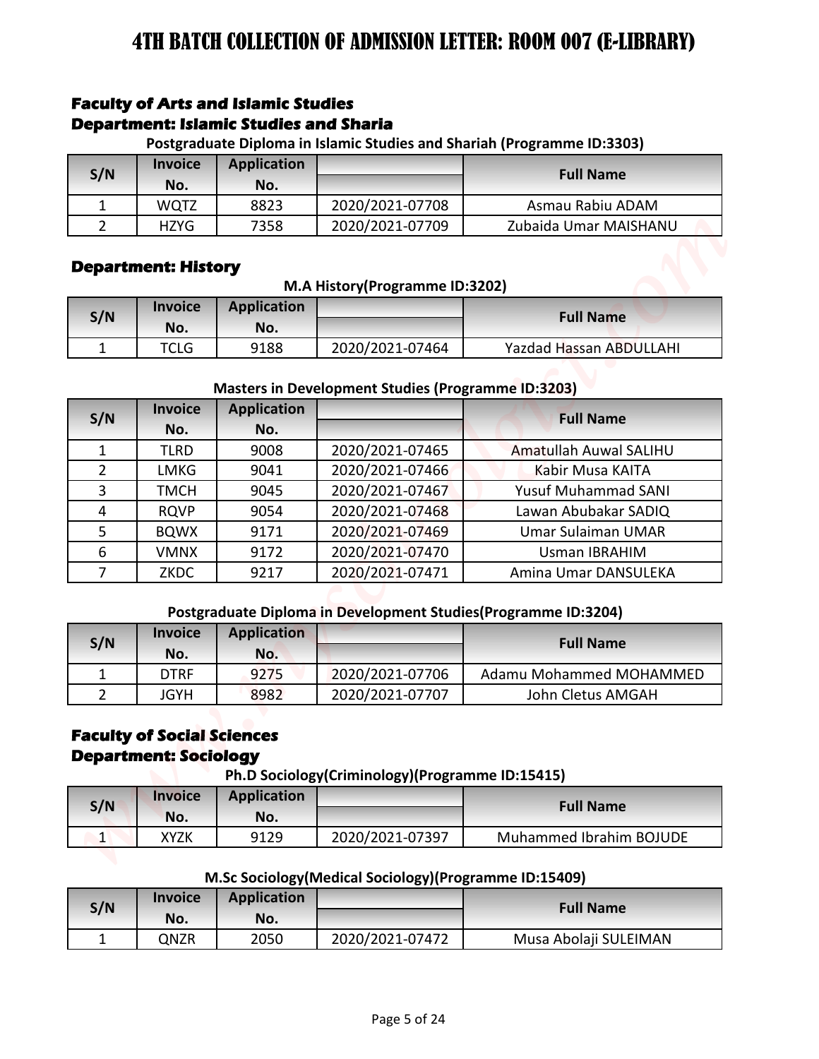# 4TH BATCH COLLECTION OF ADMISSION LETTER: ROOM 007 (E-LIBRARY)

## Faculty of Arts and Islamic Studies

### Department: Islamic Studies and Sharia

**Postgraduate Diploma in Islamic Studies and Shariah (Programme ID:3303)**

| S/N | Invoice No. | Application No. | | Full Name |
|---|---|---|---|---|
| 1 | WQTZ | 8823 | 2020/2021-07708 | Asmau Rabiu ADAM |
| 2 | HZYG | 7358 | 2020/2021-07709 | Zubaida Umar MAISHANU |

### Department: History

**M.A History(Programme ID:3202)**

| S/N | Invoice No. | Application No. | | Full Name |
|---|---|---|---|---|
| 1 | TCLG | 9188 | 2020/2021-07464 | Yazdad Hassan ABDULLAHI |

**Masters in Development Studies (Programme ID:3203)**

| S/N | Invoice No. | Application No. | | Full Name |
|---|---|---|---|---|
| 1 | TLRD | 9008 | 2020/2021-07465 | Amatullah Auwal SALIHU |
| 2 | LMKG | 9041 | 2020/2021-07466 | Kabir Musa KAITA |
| 3 | TMCH | 9045 | 2020/2021-07467 | Yusuf Muhammad SANI |
| 4 | RQVP | 9054 | 2020/2021-07468 | Lawan Abubakar SADIQ |
| 5 | BQWX | 9171 | 2020/2021-07469 | Umar Sulaiman UMAR |
| 6 | VMNX | 9172 | 2020/2021-07470 | Usman IBRAHIM |
| 7 | ZKDC | 9217 | 2020/2021-07471 | Amina Umar DANSULEKA |

**Postgraduate Diploma in Development Studies(Programme ID:3204)**

| S/N | Invoice No. | Application No. | | Full Name |
|---|---|---|---|---|
| 1 | DTRF | 9275 | 2020/2021-07706 | Adamu Mohammed MOHAMMED |
| 2 | JGYH | 8982 | 2020/2021-07707 | John Cletus AMGAH |

## Faculty of Social Sciences

### Department: Sociology

**Ph.D Sociology(Criminology)(Programme ID:15415)**

| S/N | Invoice No. | Application No. | | Full Name |
|---|---|---|---|---|
| 1 | XYZK | 9129 | 2020/2021-07397 | Muhammed Ibrahim BOJUDE |

**M.Sc Sociology(Medical Sociology)(Programme ID:15409)**

| S/N | Invoice No. | Application No. | | Full Name |
|---|---|---|---|---|
| 1 | QNZR | 2050 | 2020/2021-07472 | Musa Abolaji SULEIMAN |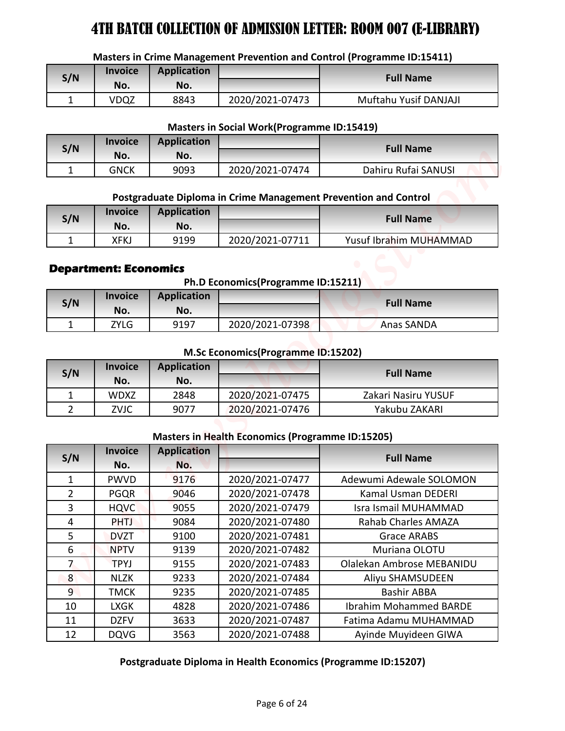# 4TH BATCH COLLECTION OF ADMISSION LETTER: ROOM 007 (E-LIBRARY)

**Masters in Crime Management Prevention and Control (Programme ID:15411)**

| S/N | Invoice No. | Application No. | | Full Name |
|---|---|---|---|---|
| 1 | VDQZ | 8843 | 2020/2021-07473 | Muftahu Yusif DANJAJI |

**Masters in Social Work(Programme ID:15419)**

| S/N | Invoice No. | Application No. | | Full Name |
|---|---|---|---|---|
| 1 | GNCK | 9093 | 2020/2021-07474 | Dahiru Rufai SANUSI |

**Postgraduate Diploma in Crime Management Prevention and Control**

| S/N | Invoice No. | Application No. | | Full Name |
|---|---|---|---|---|
| 1 | XFKJ | 9199 | 2020/2021-07711 | Yusuf Ibrahim MUHAMMAD |

## Department: Economics

**Ph.D Economics(Programme ID:15211)**

| S/N | Invoice No. | Application No. | | Full Name |
|---|---|---|---|---|
| 1 | ZYLG | 9197 | 2020/2021-07398 | Anas SANDA |

**M.Sc Economics(Programme ID:15202)**

| S/N | Invoice No. | Application No. | | Full Name |
|---|---|---|---|---|
| 1 | WDXZ | 2848 | 2020/2021-07475 | Zakari Nasiru YUSUF |
| 2 | ZVJC | 9077 | 2020/2021-07476 | Yakubu ZAKARI |

**Masters in Health Economics (Programme ID:15205)**

| S/N | Invoice No. | Application No. | | Full Name |
|---|---|---|---|---|
| 1 | PWVD | 9176 | 2020/2021-07477 | Adewumi Adewale SOLOMON |
| 2 | PGQR | 9046 | 2020/2021-07478 | Kamal Usman DEDERI |
| 3 | HQVC | 9055 | 2020/2021-07479 | Isra Ismail MUHAMMAD |
| 4 | PHTJ | 9084 | 2020/2021-07480 | Rahab Charles AMAZA |
| 5 | DVZT | 9100 | 2020/2021-07481 | Grace ARABS |
| 6 | NPTV | 9139 | 2020/2021-07482 | Muriana OLOTU |
| 7 | TPYJ | 9155 | 2020/2021-07483 | Olalekan Ambrose MEBANIDU |
| 8 | NLZK | 9233 | 2020/2021-07484 | Aliyu SHAMSUDEEN |
| 9 | TMCK | 9235 | 2020/2021-07485 | Bashir ABBA |
| 10 | LXGK | 4828 | 2020/2021-07486 | Ibrahim Mohammed BARDE |
| 11 | DZFV | 3633 | 2020/2021-07487 | Fatima Adamu MUHAMMAD |
| 12 | DQVG | 3563 | 2020/2021-07488 | Ayinde Muyideen GIWA |

**Postgraduate Diploma in Health Economics (Programme ID:15207)**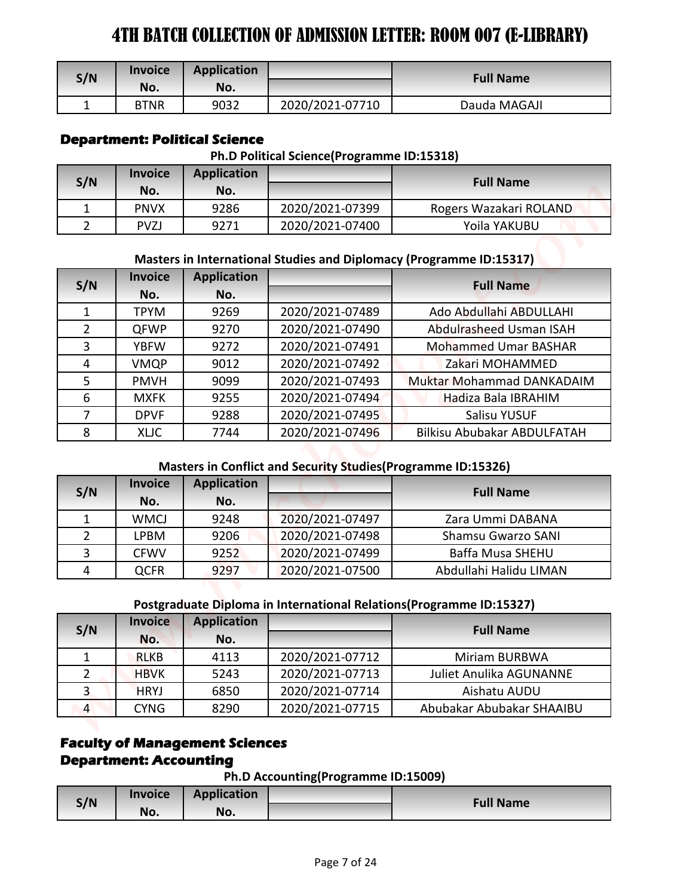# 4TH BATCH COLLECTION OF ADMISSION LETTER: ROOM 007 (E-LIBRARY)

| S/N | Invoice No. | Application No. | | Full Name |
|---|---|---|---|---|
| 1 | BTNR | 9032 | 2020/2021-07710 | Dauda MAGAJI |

**Department: Political Science**

**Ph.D Political Science(Programme ID:15318)**

| S/N | Invoice No. | Application No. | | Full Name |
|---|---|---|---|---|
| 1 | PNVX | 9286 | 2020/2021-07399 | Rogers Wazakari ROLAND |
| 2 | PVZJ | 9271 | 2020/2021-07400 | Yoila YAKUBU |

**Masters in International Studies and Diplomacy (Programme ID:15317)**

| S/N | Invoice No. | Application No. | | Full Name |
|---|---|---|---|---|
| 1 | TPYM | 9269 | 2020/2021-07489 | Ado Abdullahi ABDULLAHI |
| 2 | QFWP | 9270 | 2020/2021-07490 | Abdulrasheed Usman ISAH |
| 3 | YBFW | 9272 | 2020/2021-07491 | Mohammed Umar BASHAR |
| 4 | VMQP | 9012 | 2020/2021-07492 | Zakari MOHAMMED |
| 5 | PMVH | 9099 | 2020/2021-07493 | Muktar Mohammad DANKADAIM |
| 6 | MXFK | 9255 | 2020/2021-07494 | Hadiza Bala IBRAHIM |
| 7 | DPVF | 9288 | 2020/2021-07495 | Salisu YUSUF |
| 8 | XLJC | 7744 | 2020/2021-07496 | Bilkisu Abubakar ABDULFATAH |

**Masters in Conflict and Security Studies(Programme ID:15326)**

| S/N | Invoice No. | Application No. | | Full Name |
|---|---|---|---|---|
| 1 | WMCJ | 9248 | 2020/2021-07497 | Zara Ummi DABANA |
| 2 | LPBM | 9206 | 2020/2021-07498 | Shamsu Gwarzo SANI |
| 3 | CFWV | 9252 | 2020/2021-07499 | Baffa Musa SHEHU |
| 4 | QCFR | 9297 | 2020/2021-07500 | Abdullahi Halidu LIMAN |

**Postgraduate Diploma in International Relations(Programme ID:15327)**

| S/N | Invoice No. | Application No. | | Full Name |
|---|---|---|---|---|
| 1 | RLKB | 4113 | 2020/2021-07712 | Miriam BURBWA |
| 2 | HBVK | 5243 | 2020/2021-07713 | Juliet Anulika AGUNANNE |
| 3 | HRYJ | 6850 | 2020/2021-07714 | Aishatu AUDU |
| 4 | CYNG | 8290 | 2020/2021-07715 | Abubakar Abubakar SHAAIBU |

**Faculty of Management Sciences**

**Department: Accounting**

**Ph.D Accounting(Programme ID:15009)**

| S/N | Invoice No. | Application No. | | Full Name |
|---|---|---|---|---|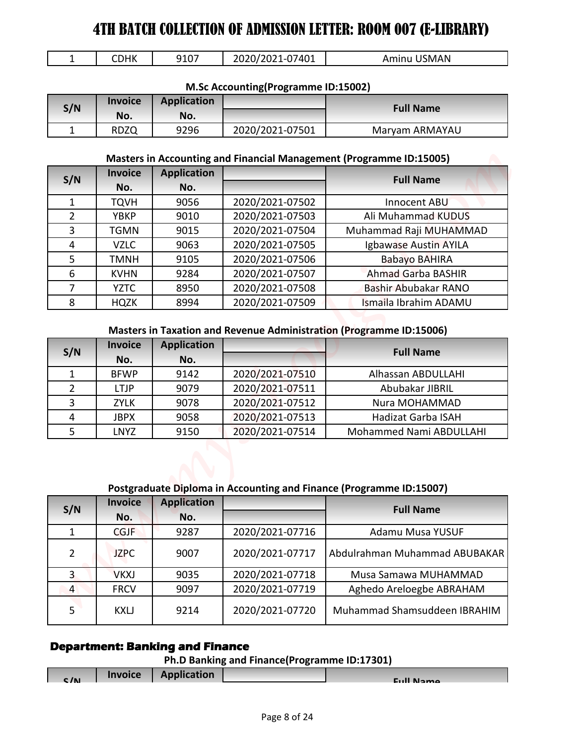# 4TH BATCH COLLECTION OF ADMISSION LETTER: ROOM 007 (E-LIBRARY)

| | | | | |
|---|---|---|---|---|
| 1 | CDHK | 9107 | 2020/2021-07401 | Aminu USMAN |

**M.Sc Accounting(Programme ID:15002)**

| S/N | Invoice No. | Application No. | | Full Name |
|---|---|---|---|---|
| 1 | RDZQ | 9296 | 2020/2021-07501 | Maryam ARMAYAU |

**Masters in Accounting and Financial Management (Programme ID:15005)**

| S/N | Invoice No. | Application No. | | Full Name |
|---|---|---|---|---|
| 1 | TQVH | 9056 | 2020/2021-07502 | Innocent ABU |
| 2 | YBKP | 9010 | 2020/2021-07503 | Ali Muhammad KUDUS |
| 3 | TGMN | 9015 | 2020/2021-07504 | Muhammad Raji MUHAMMAD |
| 4 | VZLC | 9063 | 2020/2021-07505 | Igbawase Austin AYILA |
| 5 | TMNH | 9105 | 2020/2021-07506 | Babayo BAHIRA |
| 6 | KVHN | 9284 | 2020/2021-07507 | Ahmad Garba BASHIR |
| 7 | YZTC | 8950 | 2020/2021-07508 | Bashir Abubakar RANO |
| 8 | HQZK | 8994 | 2020/2021-07509 | Ismaila Ibrahim ADAMU |

**Masters in Taxation and Revenue Administration (Programme ID:15006)**

| S/N | Invoice No. | Application No. | | Full Name |
|---|---|---|---|---|
| 1 | BFWP | 9142 | 2020/2021-07510 | Alhassan ABDULLAHI |
| 2 | LTJP | 9079 | 2020/2021-07511 | Abubakar JIBRIL |
| 3 | ZYLK | 9078 | 2020/2021-07512 | Nura MOHAMMAD |
| 4 | JBPX | 9058 | 2020/2021-07513 | Hadizat Garba ISAH |
| 5 | LNYZ | 9150 | 2020/2021-07514 | Mohammed Nami ABDULLAHI |

**Postgraduate Diploma in Accounting and Finance (Programme ID:15007)**

| S/N | Invoice No. | Application No. | | Full Name |
|---|---|---|---|---|
| 1 | CGJF | 9287 | 2020/2021-07716 | Adamu Musa YUSUF |
| 2 | JZPC | 9007 | 2020/2021-07717 | Abdulrahman Muhammad ABUBAKAR |
| 3 | VKXJ | 9035 | 2020/2021-07718 | Musa Samawa MUHAMMAD |
| 4 | FRCV | 9097 | 2020/2021-07719 | Aghedo Areloegbe ABRAHAM |
| 5 | KXLJ | 9214 | 2020/2021-07720 | Muhammad Shamsuddeen IBRAHIM |

## Department: Banking and Finance

**Ph.D Banking and Finance(Programme ID:17301)**

| S/N | Invoice | Application | | Full Name |
|---|---|---|---|---|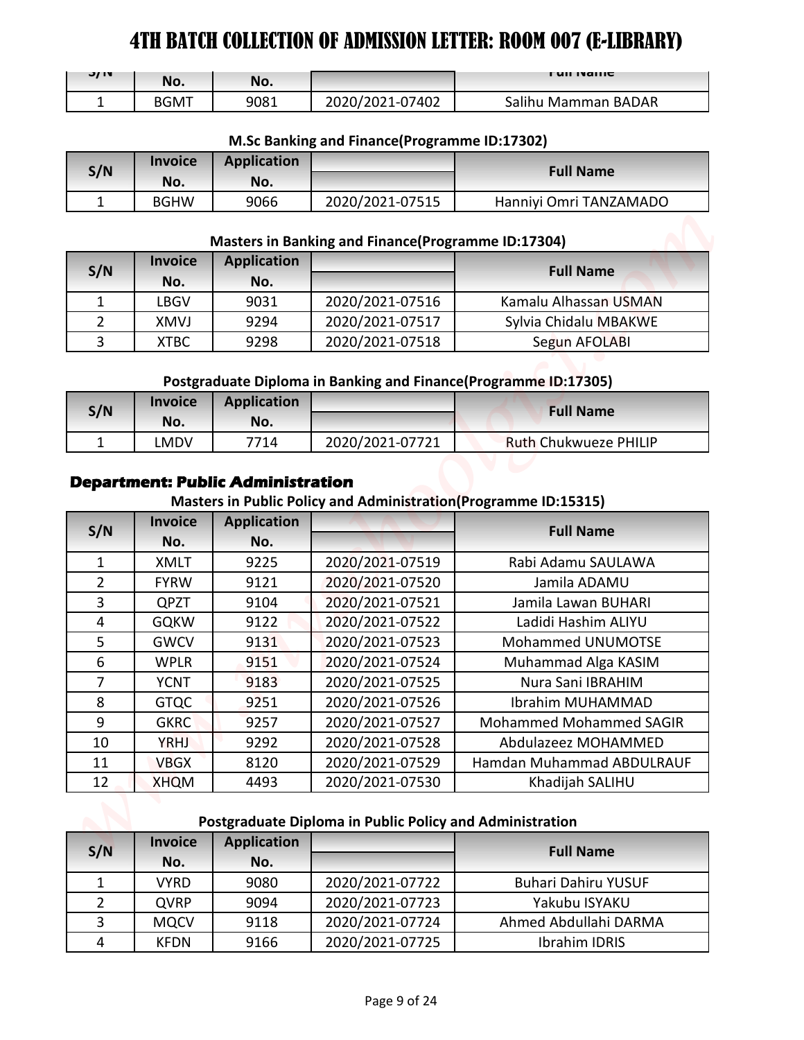# 4TH BATCH COLLECTION OF ADMISSION LETTER: ROOM 007 (E-LIBRARY)

| S/N | Invoice No. | Application No. | | Full Name |
|---|---|---|---|---|
| 1 | BGMT | 9081 | 2020/2021-07402 | Salihu Mamman BADAR |

**M.Sc Banking and Finance(Programme ID:17302)**

| S/N | Invoice No. | Application No. | | Full Name |
|---|---|---|---|---|
| 1 | BGHW | 9066 | 2020/2021-07515 | Hanniyi Omri TANZAMADO |

**Masters in Banking and Finance(Programme ID:17304)**

| S/N | Invoice No. | Application No. | | Full Name |
|---|---|---|---|---|
| 1 | LBGV | 9031 | 2020/2021-07516 | Kamalu Alhassan USMAN |
| 2 | XMVJ | 9294 | 2020/2021-07517 | Sylvia Chidalu MBAKWE |
| 3 | XTBC | 9298 | 2020/2021-07518 | Segun AFOLABI |

**Postgraduate Diploma in Banking and Finance(Programme ID:17305)**

| S/N | Invoice No. | Application No. | | Full Name |
|---|---|---|---|---|
| 1 | LMDV | 7714 | 2020/2021-07721 | Ruth Chukwueze PHILIP |

## Department: Public Administration

**Masters in Public Policy and Administration(Programme ID:15315)**

| S/N | Invoice No. | Application No. | | Full Name |
|---|---|---|---|---|
| 1 | XMLT | 9225 | 2020/2021-07519 | Rabi Adamu SAULAWA |
| 2 | FYRW | 9121 | 2020/2021-07520 | Jamila ADAMU |
| 3 | QPZT | 9104 | 2020/2021-07521 | Jamila Lawan BUHARI |
| 4 | GQKW | 9122 | 2020/2021-07522 | Ladidi Hashim ALIYU |
| 5 | GWCV | 9131 | 2020/2021-07523 | Mohammed UNUMOTSE |
| 6 | WPLR | 9151 | 2020/2021-07524 | Muhammad Alga KASIM |
| 7 | YCNT | 9183 | 2020/2021-07525 | Nura Sani IBRAHIM |
| 8 | GTQC | 9251 | 2020/2021-07526 | Ibrahim MUHAMMAD |
| 9 | GKRC | 9257 | 2020/2021-07527 | Mohammed Mohammed SAGIR |
| 10 | YRHJ | 9292 | 2020/2021-07528 | Abdulazeez MOHAMMED |
| 11 | VBGX | 8120 | 2020/2021-07529 | Hamdan Muhammad ABDULRAUF |
| 12 | XHQM | 4493 | 2020/2021-07530 | Khadijah SALIHU |

**Postgraduate Diploma in Public Policy and Administration**

| S/N | Invoice No. | Application No. | | Full Name |
|---|---|---|---|---|
| 1 | VYRD | 9080 | 2020/2021-07722 | Buhari Dahiru YUSUF |
| 2 | QVRP | 9094 | 2020/2021-07723 | Yakubu ISYAKU |
| 3 | MQCV | 9118 | 2020/2021-07724 | Ahmed Abdullahi DARMA |
| 4 | KFDN | 9166 | 2020/2021-07725 | Ibrahim IDRIS |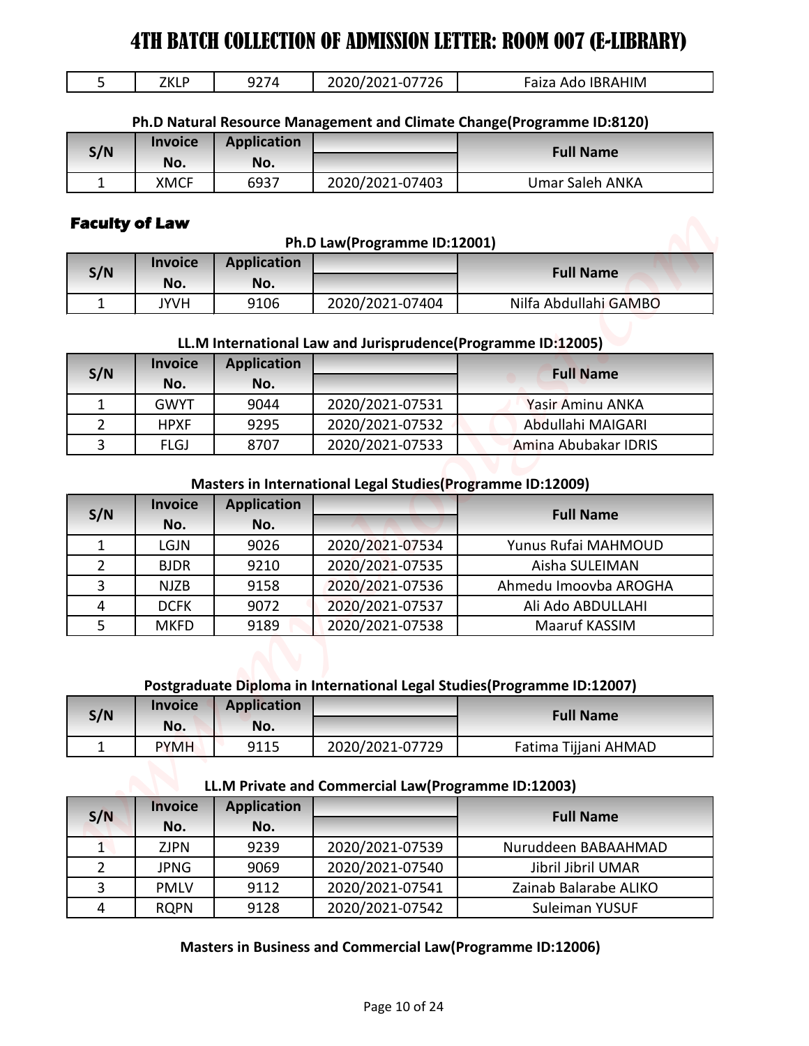# 4TH BATCH COLLECTION OF ADMISSION LETTER: ROOM 007 (E-LIBRARY)

| S/N | Invoice No. | Application No. | | Full Name |
|---|---|---|---|---|
| 5 | ZKLP | 9274 | 2020/2021-07726 | Faiza Ado IBRAHIM |

**Ph.D Natural Resource Management and Climate Change(Programme ID:8120)**

| S/N | Invoice No. | Application No. | | Full Name |
|---|---|---|---|---|
| 1 | XMCF | 6937 | 2020/2021-07403 | Umar Saleh ANKA |

## Faculty of Law

**Ph.D Law(Programme ID:12001)**

| S/N | Invoice No. | Application No. | | Full Name |
|---|---|---|---|---|
| 1 | JYVH | 9106 | 2020/2021-07404 | Nilfa Abdullahi GAMBO |

**LL.M International Law and Jurisprudence(Programme ID:12005)**

| S/N | Invoice No. | Application No. | | Full Name |
|---|---|---|---|---|
| 1 | GWYT | 9044 | 2020/2021-07531 | Yasir Aminu ANKA |
| 2 | HPXF | 9295 | 2020/2021-07532 | Abdullahi MAIGARI |
| 3 | FLGJ | 8707 | 2020/2021-07533 | Amina Abubakar IDRIS |

**Masters in International Legal Studies(Programme ID:12009)**

| S/N | Invoice No. | Application No. | | Full Name |
|---|---|---|---|---|
| 1 | LGJN | 9026 | 2020/2021-07534 | Yunus Rufai MAHMOUD |
| 2 | BJDR | 9210 | 2020/2021-07535 | Aisha SULEIMAN |
| 3 | NJZB | 9158 | 2020/2021-07536 | Ahmedu Imoovba AROGHA |
| 4 | DCFK | 9072 | 2020/2021-07537 | Ali Ado ABDULLAHI |
| 5 | MKFD | 9189 | 2020/2021-07538 | Maaruf KASSIM |

**Postgraduate Diploma in International Legal Studies(Programme ID:12007)**

| S/N | Invoice No. | Application No. | | Full Name |
|---|---|---|---|---|
| 1 | PYMH | 9115 | 2020/2021-07729 | Fatima Tijjani AHMAD |

**LL.M Private and Commercial Law(Programme ID:12003)**

| S/N | Invoice No. | Application No. | | Full Name |
|---|---|---|---|---|
| 1 | ZJPN | 9239 | 2020/2021-07539 | Nuruddeen BABAAHMAD |
| 2 | JPNG | 9069 | 2020/2021-07540 | Jibril Jibril UMAR |
| 3 | PMLV | 9112 | 2020/2021-07541 | Zainab Balarabe ALIKO |
| 4 | RQPN | 9128 | 2020/2021-07542 | Suleiman YUSUF |

**Masters in Business and Commercial Law(Programme ID:12006)**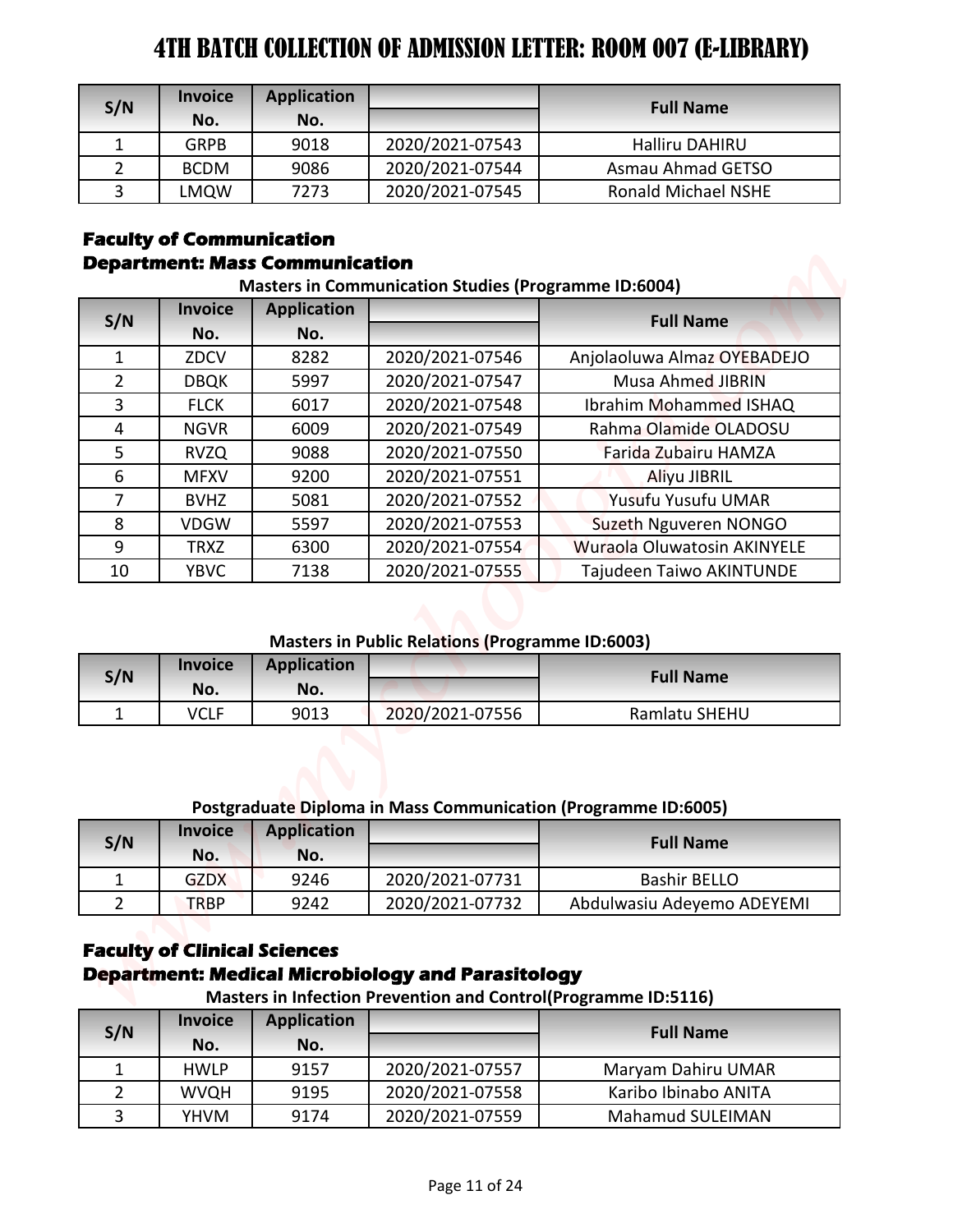# 4TH BATCH COLLECTION OF ADMISSION LETTER: ROOM 007 (E-LIBRARY)

| S/N | Invoice No. | Application No. | | Full Name |
|---|---|---|---|---|
| 1 | GRPB | 9018 | 2020/2021-07543 | Halliru DAHIRU |
| 2 | BCDM | 9086 | 2020/2021-07544 | Asmau Ahmad GETSO |
| 3 | LMQW | 7273 | 2020/2021-07545 | Ronald Michael NSHE |

**Faculty of Communication**

**Department: Mass Communication**

**Masters in Communication Studies (Programme ID:6004)**

| S/N | Invoice No. | Application No. | | Full Name |
|---|---|---|---|---|
| 1 | ZDCV | 8282 | 2020/2021-07546 | Anjolaoluwa Almaz OYEBADEJO |
| 2 | DBQK | 5997 | 2020/2021-07547 | Musa Ahmed JIBRIN |
| 3 | FLCK | 6017 | 2020/2021-07548 | Ibrahim Mohammed ISHAQ |
| 4 | NGVR | 6009 | 2020/2021-07549 | Rahma Olamide OLADOSU |
| 5 | RVZQ | 9088 | 2020/2021-07550 | Farida Zubairu HAMZA |
| 6 | MFXV | 9200 | 2020/2021-07551 | Aliyu JIBRIL |
| 7 | BVHZ | 5081 | 2020/2021-07552 | Yusufu Yusufu UMAR |
| 8 | VDGW | 5597 | 2020/2021-07553 | Suzeth Nguveren NONGO |
| 9 | TRXZ | 6300 | 2020/2021-07554 | Wuraola Oluwatosin AKINYELE |
| 10 | YBVC | 7138 | 2020/2021-07555 | Tajudeen Taiwo AKINTUNDE |

**Masters in Public Relations (Programme ID:6003)**

| S/N | Invoice No. | Application No. | | Full Name |
|---|---|---|---|---|
| 1 | VCLF | 9013 | 2020/2021-07556 | Ramlatu SHEHU |

**Postgraduate Diploma in Mass Communication (Programme ID:6005)**

| S/N | Invoice No. | Application No. | | Full Name |
|---|---|---|---|---|
| 1 | GZDX | 9246 | 2020/2021-07731 | Bashir BELLO |
| 2 | TRBP | 9242 | 2020/2021-07732 | Abdulwasiu Adeyemo ADEYEMI |

**Faculty of Clinical Sciences**

**Department: Medical Microbiology and Parasitology**

**Masters in Infection Prevention and Control(Programme ID:5116)**

| S/N | Invoice No. | Application No. | | Full Name |
|---|---|---|---|---|
| 1 | HWLP | 9157 | 2020/2021-07557 | Maryam Dahiru UMAR |
| 2 | WVQH | 9195 | 2020/2021-07558 | Karibo Ibinabo ANITA |
| 3 | YHVM | 9174 | 2020/2021-07559 | Mahamud SULEIMAN |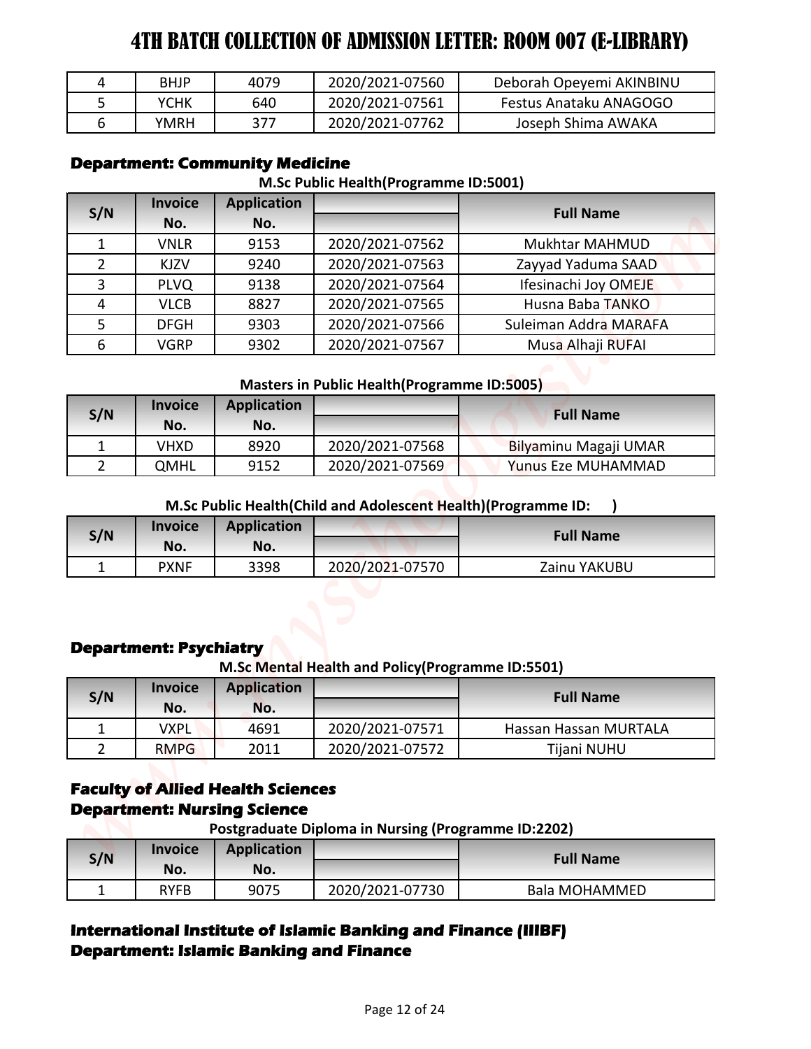# 4TH BATCH COLLECTION OF ADMISSION LETTER: ROOM 007 (E-LIBRARY)

| | | | | |
|---|---|---|---|---|
| 4 | BHJP | 4079 | 2020/2021-07560 | Deborah Opeyemi AKINBINU |
| 5 | YCHK | 640 | 2020/2021-07561 | Festus Anataku ANAGOGO |
| 6 | YMRH | 377 | 2020/2021-07762 | Joseph Shima AWAKA |

**Department: Community Medicine**

**M.Sc Public Health(Programme ID:5001)**

| S/N | Invoice No. | Application No. | | Full Name |
|---|---|---|---|---|
| 1 | VNLR | 9153 | 2020/2021-07562 | Mukhtar MAHMUD |
| 2 | KJZV | 9240 | 2020/2021-07563 | Zayyad Yaduma SAAD |
| 3 | PLVQ | 9138 | 2020/2021-07564 | Ifesinachi Joy OMEJE |
| 4 | VLCB | 8827 | 2020/2021-07565 | Husna Baba TANKO |
| 5 | DFGH | 9303 | 2020/2021-07566 | Suleiman Addra MARAFA |
| 6 | VGRP | 9302 | 2020/2021-07567 | Musa Alhaji RUFAI |

**Masters in Public Health(Programme ID:5005)**

| S/N | Invoice No. | Application No. | | Full Name |
|---|---|---|---|---|
| 1 | VHXD | 8920 | 2020/2021-07568 | Bilyaminu Magaji UMAR |
| 2 | QMHL | 9152 | 2020/2021-07569 | Yunus Eze MUHAMMAD |

**M.Sc Public Health(Child and Adolescent Health)(Programme ID: )**

| S/N | Invoice No. | Application No. | | Full Name |
|---|---|---|---|---|
| 1 | PXNF | 3398 | 2020/2021-07570 | Zainu YAKUBU |

**Department: Psychiatry**

**M.Sc Mental Health and Policy(Programme ID:5501)**

| S/N | Invoice No. | Application No. | | Full Name |
|---|---|---|---|---|
| 1 | VXPL | 4691 | 2020/2021-07571 | Hassan Hassan MURTALA |
| 2 | RMPG | 2011 | 2020/2021-07572 | Tijani NUHU |

**Faculty of Allied Health Sciences**

**Department: Nursing Science**

**Postgraduate Diploma in Nursing (Programme ID:2202)**

| S/N | Invoice No. | Application No. | | Full Name |
|---|---|---|---|---|
| 1 | RYFB | 9075 | 2020/2021-07730 | Bala MOHAMMED |

**International Institute of Islamic Banking and Finance (IIIBF)**

**Department: Islamic Banking and Finance**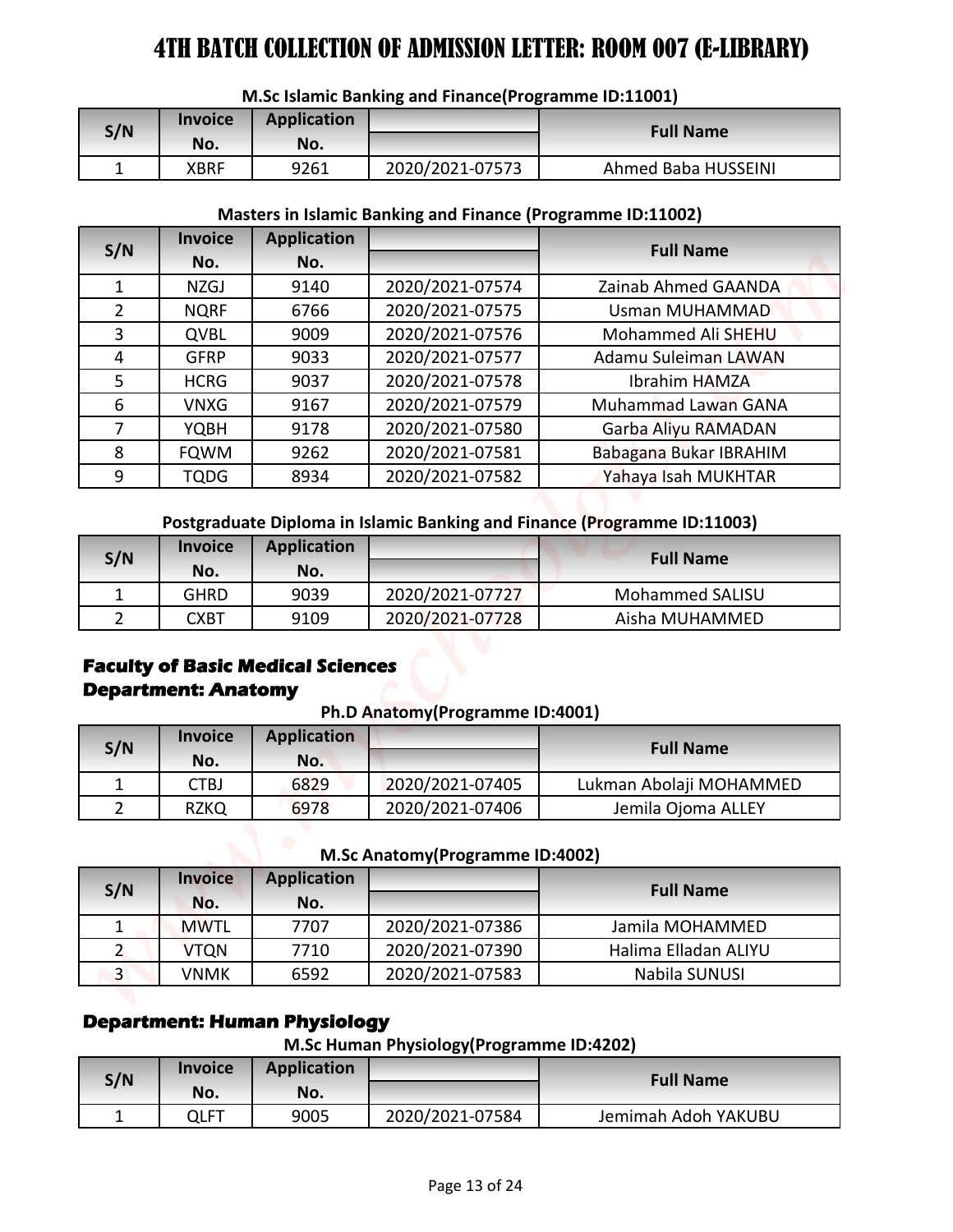# 4TH BATCH COLLECTION OF ADMISSION LETTER: ROOM 007 (E-LIBRARY)

**M.Sc Islamic Banking and Finance(Programme ID:11001)**

| S/N | Invoice No. | Application No. | | Full Name |
|---|---|---|---|---|
| 1 | XBRF | 9261 | 2020/2021-07573 | Ahmed Baba HUSSEINI |

**Masters in Islamic Banking and Finance (Programme ID:11002)**

| S/N | Invoice No. | Application No. | | Full Name |
|---|---|---|---|---|
| 1 | NZGJ | 9140 | 2020/2021-07574 | Zainab Ahmed GAANDA |
| 2 | NQRF | 6766 | 2020/2021-07575 | Usman MUHAMMAD |
| 3 | QVBL | 9009 | 2020/2021-07576 | Mohammed Ali SHEHU |
| 4 | GFRP | 9033 | 2020/2021-07577 | Adamu Suleiman LAWAN |
| 5 | HCRG | 9037 | 2020/2021-07578 | Ibrahim HAMZA |
| 6 | VNXG | 9167 | 2020/2021-07579 | Muhammad Lawan GANA |
| 7 | YQBH | 9178 | 2020/2021-07580 | Garba Aliyu RAMADAN |
| 8 | FQWM | 9262 | 2020/2021-07581 | Babagana Bukar IBRAHIM |
| 9 | TQDG | 8934 | 2020/2021-07582 | Yahaya Isah MUKHTAR |

**Postgraduate Diploma in Islamic Banking and Finance (Programme ID:11003)**

| S/N | Invoice No. | Application No. | | Full Name |
|---|---|---|---|---|
| 1 | GHRD | 9039 | 2020/2021-07727 | Mohammed SALISU |
| 2 | CXBT | 9109 | 2020/2021-07728 | Aisha MUHAMMED |

## Faculty of Basic Medical Sciences
## Department: Anatomy

**Ph.D Anatomy(Programme ID:4001)**

| S/N | Invoice No. | Application No. | | Full Name |
|---|---|---|---|---|
| 1 | CTBJ | 6829 | 2020/2021-07405 | Lukman Abolaji MOHAMMED |
| 2 | RZKQ | 6978 | 2020/2021-07406 | Jemila Ojoma ALLEY |

**M.Sc Anatomy(Programme ID:4002)**

| S/N | Invoice No. | Application No. | | Full Name |
|---|---|---|---|---|
| 1 | MWTL | 7707 | 2020/2021-07386 | Jamila MOHAMMED |
| 2 | VTQN | 7710 | 2020/2021-07390 | Halima Elladan ALIYU |
| 3 | VNMK | 6592 | 2020/2021-07583 | Nabila SUNUSI |

## Department: Human Physiology

**M.Sc Human Physiology(Programme ID:4202)**

| S/N | Invoice No. | Application No. | | Full Name |
|---|---|---|---|---|
| 1 | QLFT | 9005 | 2020/2021-07584 | Jemimah Adoh YAKUBU |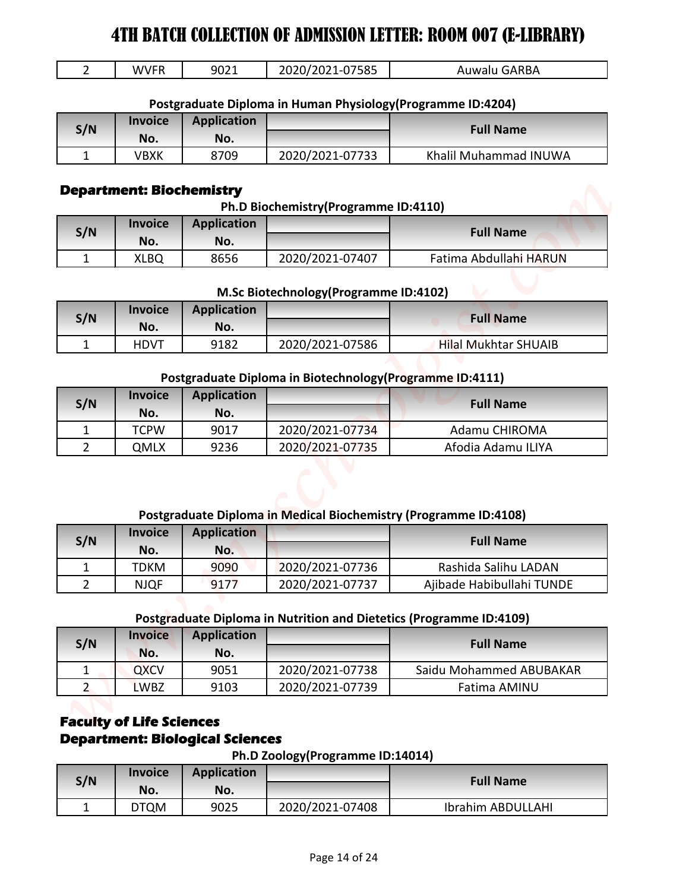# 4TH BATCH COLLECTION OF ADMISSION LETTER: ROOM 007 (E-LIBRARY)

| 2 | WVFR | 9021 | 2020/2021-07585 | Auwalu GARBA |
|---|---|---|---|---|

**Postgraduate Diploma in Human Physiology(Programme ID:4204)**

| S/N | Invoice No. | Application No. | | Full Name |
|---|---|---|---|---|
| 1 | VBXK | 8709 | 2020/2021-07733 | Khalil Muhammad INUWA |

### Department: Biochemistry

**Ph.D Biochemistry(Programme ID:4110)**

| S/N | Invoice No. | Application No. | | Full Name |
|---|---|---|---|---|
| 1 | XLBQ | 8656 | 2020/2021-07407 | Fatima Abdullahi HARUN |

**M.Sc Biotechnology(Programme ID:4102)**

| S/N | Invoice No. | Application No. | | Full Name |
|---|---|---|---|---|
| 1 | HDVT | 9182 | 2020/2021-07586 | Hilal Mukhtar SHUAIB |

**Postgraduate Diploma in Biotechnology(Programme ID:4111)**

| S/N | Invoice No. | Application No. | | Full Name |
|---|---|---|---|---|
| 1 | TCPW | 9017 | 2020/2021-07734 | Adamu CHIROMA |
| 2 | QMLX | 9236 | 2020/2021-07735 | Afodia Adamu ILIYA |

**Postgraduate Diploma in Medical Biochemistry (Programme ID:4108)**

| S/N | Invoice No. | Application No. | | Full Name |
|---|---|---|---|---|
| 1 | TDKM | 9090 | 2020/2021-07736 | Rashida Salihu LADAN |
| 2 | NJQF | 9177 | 2020/2021-07737 | Ajibade Habibullahi TUNDE |

**Postgraduate Diploma in Nutrition and Dietetics (Programme ID:4109)**

| S/N | Invoice No. | Application No. | | Full Name |
|---|---|---|---|---|
| 1 | QXCV | 9051 | 2020/2021-07738 | Saidu Mohammed ABUBAKAR |
| 2 | LWBZ | 9103 | 2020/2021-07739 | Fatima AMINU |

### Faculty of Life Sciences
### Department: Biological Sciences

**Ph.D Zoology(Programme ID:14014)**

| S/N | Invoice No. | Application No. | | Full Name |
|---|---|---|---|---|
| 1 | DTQM | 9025 | 2020/2021-07408 | Ibrahim ABDULLAHI |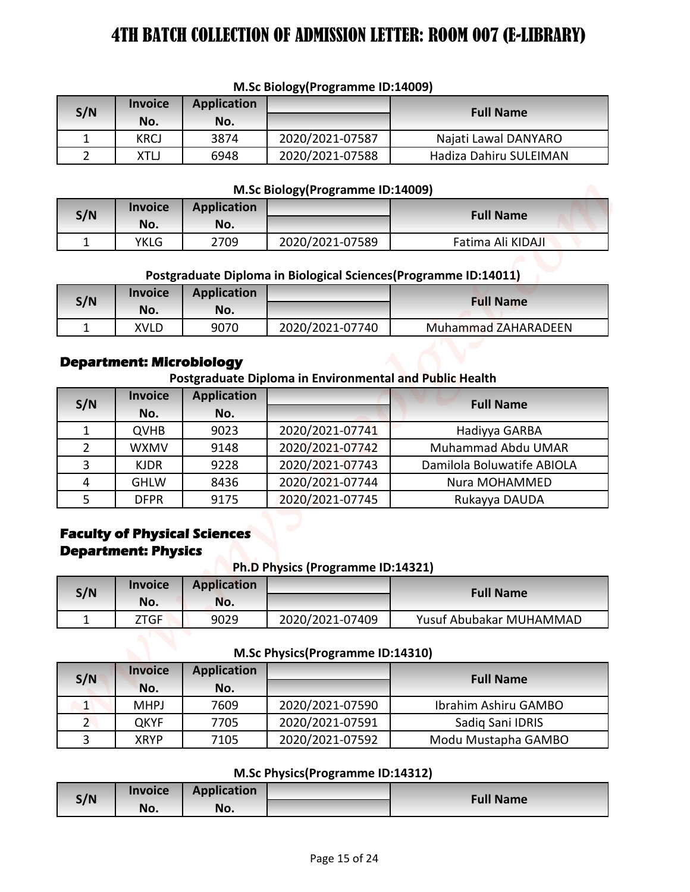# 4TH BATCH COLLECTION OF ADMISSION LETTER: ROOM 007 (E-LIBRARY)

**M.Sc Biology(Programme ID:14009)**

| S/N | Invoice No. | Application No. | | Full Name |
|---|---|---|---|---|
| 1 | KRCJ | 3874 | 2020/2021-07587 | Najati Lawal DANYARO |
| 2 | XTLJ | 6948 | 2020/2021-07588 | Hadiza Dahiru SULEIMAN |

**M.Sc Biology(Programme ID:14009)**

| S/N | Invoice No. | Application No. | | Full Name |
|---|---|---|---|---|
| 1 | YKLG | 2709 | 2020/2021-07589 | Fatima Ali KIDAJI |

**Postgraduate Diploma in Biological Sciences(Programme ID:14011)**

| S/N | Invoice No. | Application No. | | Full Name |
|---|---|---|---|---|
| 1 | XVLD | 9070 | 2020/2021-07740 | Muhammad ZAHARADEEN |

### Department: Microbiology

**Postgraduate Diploma in Environmental and Public Health**

| S/N | Invoice No. | Application No. | | Full Name |
|---|---|---|---|---|
| 1 | QVHB | 9023 | 2020/2021-07741 | Hadiyya GARBA |
| 2 | WXMV | 9148 | 2020/2021-07742 | Muhammad Abdu UMAR |
| 3 | KJDR | 9228 | 2020/2021-07743 | Damilola Boluwatife ABIOLA |
| 4 | GHLW | 8436 | 2020/2021-07744 | Nura MOHAMMED |
| 5 | DFPR | 9175 | 2020/2021-07745 | Rukayya DAUDA |

## Faculty of Physical Sciences

### Department: Physics

**Ph.D Physics (Programme ID:14321)**

| S/N | Invoice No. | Application No. | | Full Name |
|---|---|---|---|---|
| 1 | ZTGF | 9029 | 2020/2021-07409 | Yusuf Abubakar MUHAMMAD |

**M.Sc Physics(Programme ID:14310)**

| S/N | Invoice No. | Application No. | | Full Name |
|---|---|---|---|---|
| 1 | MHPJ | 7609 | 2020/2021-07590 | Ibrahim Ashiru GAMBO |
| 2 | QKYF | 7705 | 2020/2021-07591 | Sadiq Sani IDRIS |
| 3 | XRYP | 7105 | 2020/2021-07592 | Modu Mustapha GAMBO |

**M.Sc Physics(Programme ID:14312)**

| S/N | Invoice No. | Application No. | | Full Name |
|---|---|---|---|---|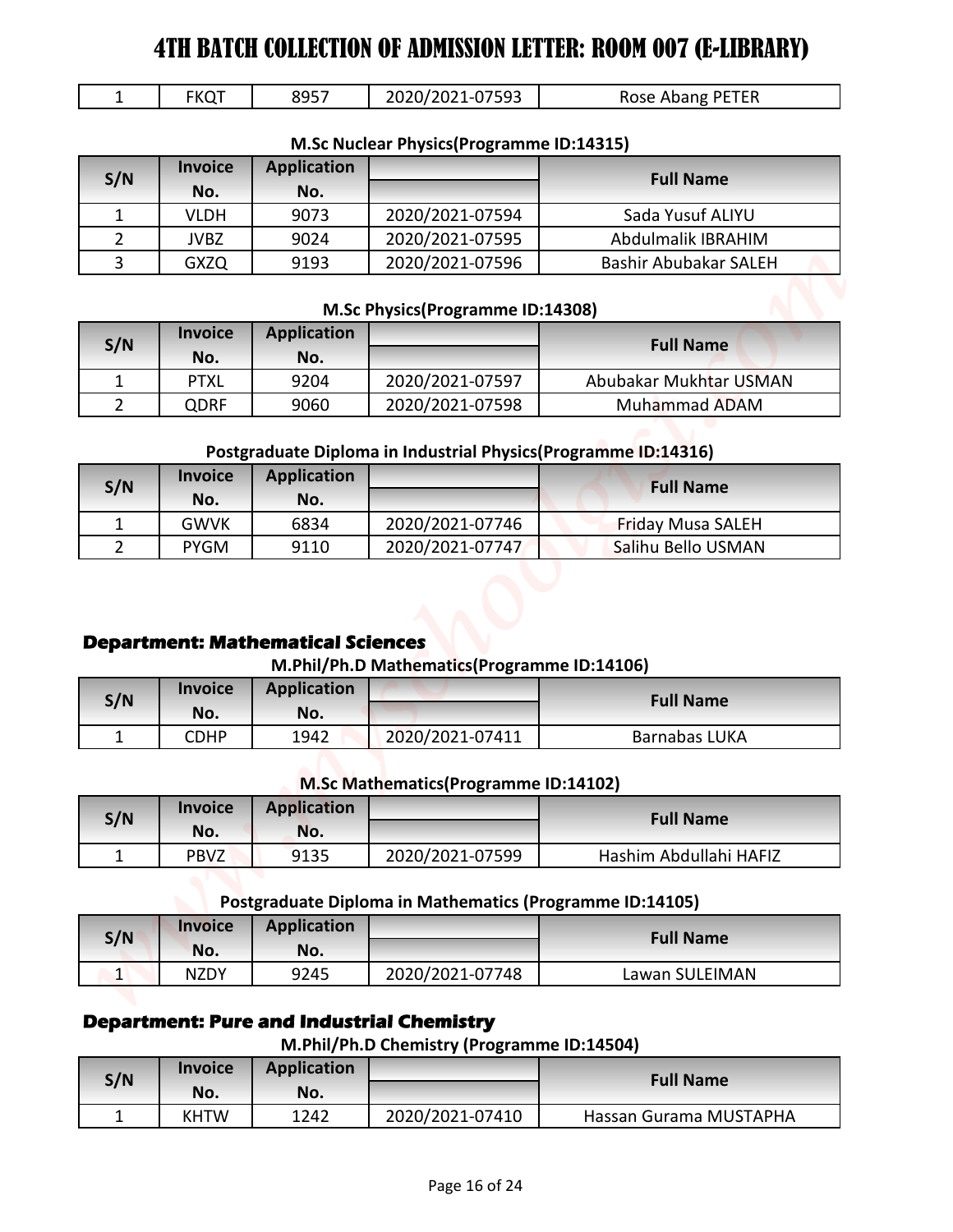# 4TH BATCH COLLECTION OF ADMISSION LETTER: ROOM 007 (E-LIBRARY)

| 1 | FKQT | 8957 | 2020/2021-07593 | Rose Abang PETER |
|---|---|---|---|---|

**M.Sc Nuclear Physics(Programme ID:14315)**

| S/N | Invoice No. | Application No. | | Full Name |
|---|---|---|---|---|
| 1 | VLDH | 9073 | 2020/2021-07594 | Sada Yusuf ALIYU |
| 2 | JVBZ | 9024 | 2020/2021-07595 | Abdulmalik IBRAHIM |
| 3 | GXZQ | 9193 | 2020/2021-07596 | Bashir Abubakar SALEH |

**M.Sc Physics(Programme ID:14308)**

| S/N | Invoice No. | Application No. | | Full Name |
|---|---|---|---|---|
| 1 | PTXL | 9204 | 2020/2021-07597 | Abubakar Mukhtar USMAN |
| 2 | QDRF | 9060 | 2020/2021-07598 | Muhammad ADAM |

**Postgraduate Diploma in Industrial Physics(Programme ID:14316)**

| S/N | Invoice No. | Application No. | | Full Name |
|---|---|---|---|---|
| 1 | GWVK | 6834 | 2020/2021-07746 | Friday Musa SALEH |
| 2 | PYGM | 9110 | 2020/2021-07747 | Salihu Bello USMAN |

## Department: Mathematical Sciences

**M.Phil/Ph.D Mathematics(Programme ID:14106)**

| S/N | Invoice No. | Application No. | | Full Name |
|---|---|---|---|---|
| 1 | CDHP | 1942 | 2020/2021-07411 | Barnabas LUKA |

**M.Sc Mathematics(Programme ID:14102)**

| S/N | Invoice No. | Application No. | | Full Name |
|---|---|---|---|---|
| 1 | PBVZ | 9135 | 2020/2021-07599 | Hashim Abdullahi HAFIZ |

**Postgraduate Diploma in Mathematics (Programme ID:14105)**

| S/N | Invoice No. | Application No. | | Full Name |
|---|---|---|---|---|
| 1 | NZDY | 9245 | 2020/2021-07748 | Lawan SULEIMAN |

## Department: Pure and Industrial Chemistry

**M.Phil/Ph.D Chemistry (Programme ID:14504)**

| S/N | Invoice No. | Application No. | | Full Name |
|---|---|---|---|---|
| 1 | KHTW | 1242 | 2020/2021-07410 | Hassan Gurama MUSTAPHA |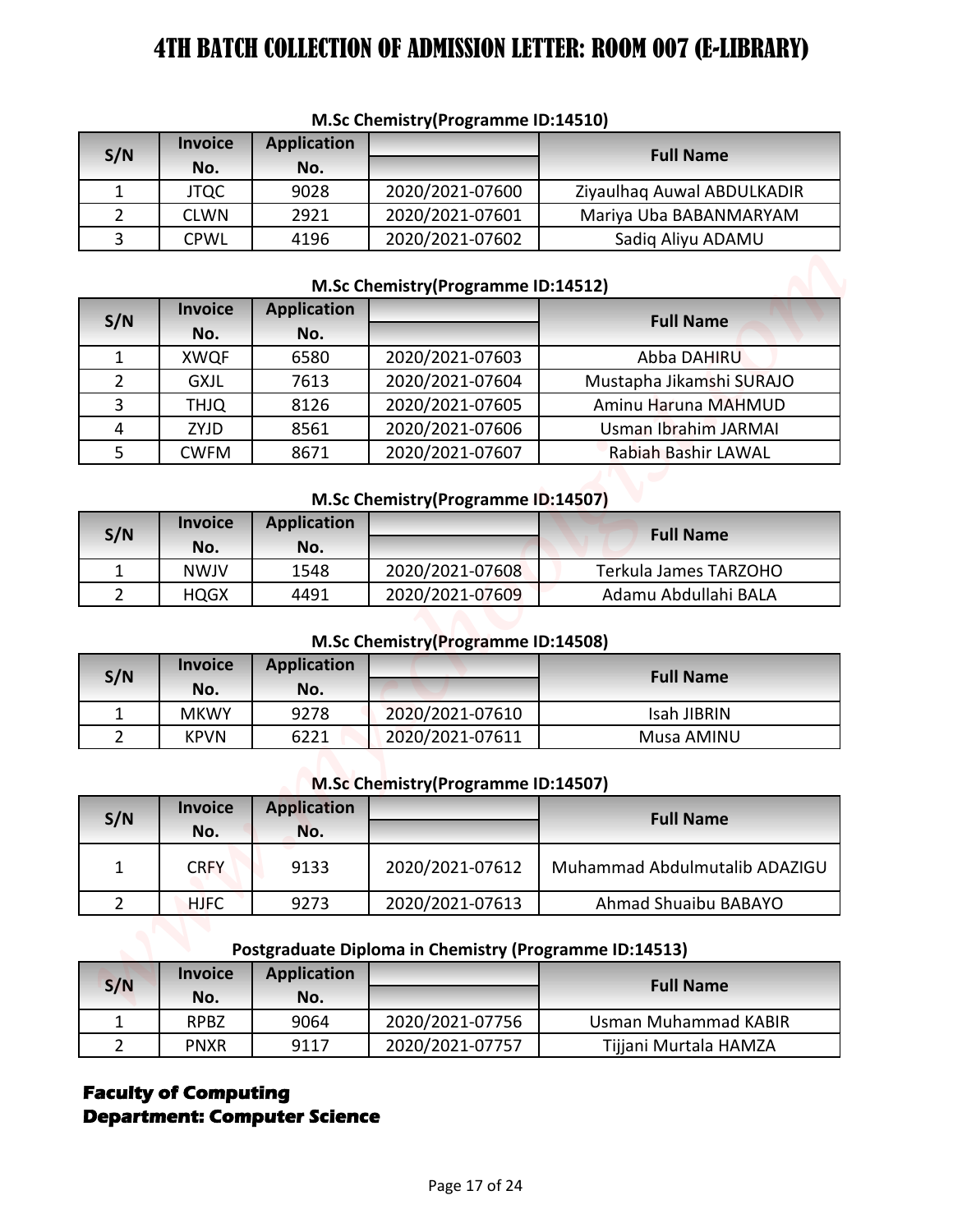# 4TH BATCH COLLECTION OF ADMISSION LETTER: ROOM 007 (E-LIBRARY)

**M.Sc Chemistry(Programme ID:14510)**

| S/N | Invoice No. | Application No. | | Full Name |
|---|---|---|---|---|
| 1 | JTQC | 9028 | 2020/2021-07600 | Ziyaulhaq Auwal ABDULKADIR |
| 2 | CLWN | 2921 | 2020/2021-07601 | Mariya Uba BABANMARYAM |
| 3 | CPWL | 4196 | 2020/2021-07602 | Sadiq Aliyu ADAMU |

**M.Sc Chemistry(Programme ID:14512)**

| S/N | Invoice No. | Application No. | | Full Name |
|---|---|---|---|---|
| 1 | XWQF | 6580 | 2020/2021-07603 | Abba DAHIRU |
| 2 | GXJL | 7613 | 2020/2021-07604 | Mustapha Jikamshi SURAJO |
| 3 | THJQ | 8126 | 2020/2021-07605 | Aminu Haruna MAHMUD |
| 4 | ZYJD | 8561 | 2020/2021-07606 | Usman Ibrahim JARMAI |
| 5 | CWFM | 8671 | 2020/2021-07607 | Rabiah Bashir LAWAL |

**M.Sc Chemistry(Programme ID:14507)**

| S/N | Invoice No. | Application No. | | Full Name |
|---|---|---|---|---|
| 1 | NWJV | 1548 | 2020/2021-07608 | Terkula James TARZOHO |
| 2 | HQGX | 4491 | 2020/2021-07609 | Adamu Abdullahi BALA |

**M.Sc Chemistry(Programme ID:14508)**

| S/N | Invoice No. | Application No. | | Full Name |
|---|---|---|---|---|
| 1 | MKWY | 9278 | 2020/2021-07610 | Isah JIBRIN |
| 2 | KPVN | 6221 | 2020/2021-07611 | Musa AMINU |

**M.Sc Chemistry(Programme ID:14507)**

| S/N | Invoice No. | Application No. | | Full Name |
|---|---|---|---|---|
| 1 | CRFY | 9133 | 2020/2021-07612 | Muhammad Abdulmutalib ADAZIGU |
| 2 | HJFC | 9273 | 2020/2021-07613 | Ahmad Shuaibu BABAYO |

**Postgraduate Diploma in Chemistry (Programme ID:14513)**

| S/N | Invoice No. | Application No. | | Full Name |
|---|---|---|---|---|
| 1 | RPBZ | 9064 | 2020/2021-07756 | Usman Muhammad KABIR |
| 2 | PNXR | 9117 | 2020/2021-07757 | Tijjani Murtala HAMZA |

**Faculty of Computing**
**Department: Computer Science**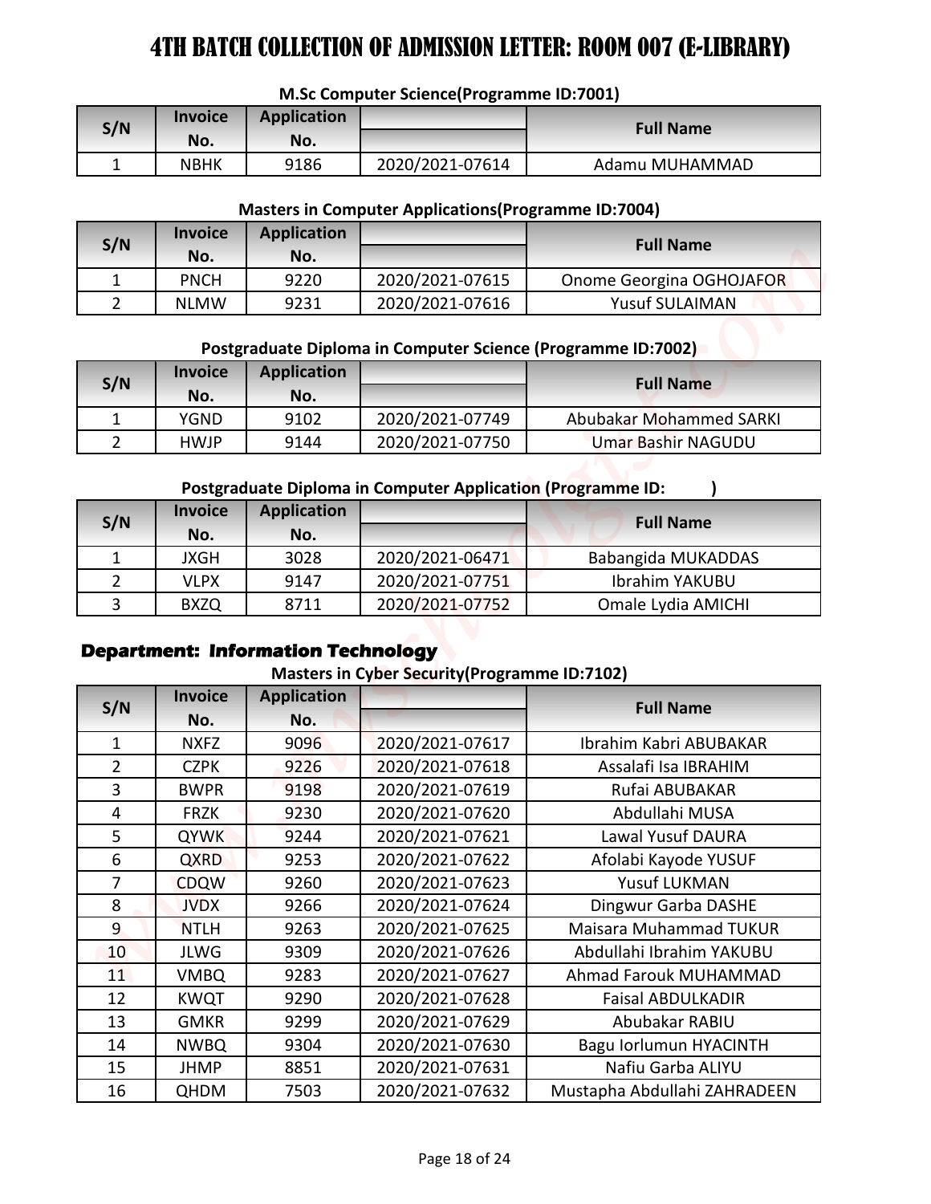# 4TH BATCH COLLECTION OF ADMISSION LETTER: ROOM 007 (E-LIBRARY)

### M.Sc Computer Science(Programme ID:7001)

| S/N | Invoice No. | Application No. | | Full Name |
|---|---|---|---|---|
| 1 | NBHK | 9186 | 2020/2021-07614 | Adamu MUHAMMAD |

### Masters in Computer Applications(Programme ID:7004)

| S/N | Invoice No. | Application No. | | Full Name |
|---|---|---|---|---|
| 1 | PNCH | 9220 | 2020/2021-07615 | Onome Georgina OGHOJAFOR |
| 2 | NLMW | 9231 | 2020/2021-07616 | Yusuf SULAIMAN |

### Postgraduate Diploma in Computer Science (Programme ID:7002)

| S/N | Invoice No. | Application No. | | Full Name |
|---|---|---|---|---|
| 1 | YGND | 9102 | 2020/2021-07749 | Abubakar Mohammed SARKI |
| 2 | HWJP | 9144 | 2020/2021-07750 | Umar Bashir NAGUDU |

### Postgraduate Diploma in Computer Application (Programme ID: )

| S/N | Invoice No. | Application No. | | Full Name |
|---|---|---|---|---|
| 1 | JXGH | 3028 | 2020/2021-06471 | Babangida MUKADDAS |
| 2 | VLPX | 9147 | 2020/2021-07751 | Ibrahim YAKUBU |
| 3 | BXZQ | 8711 | 2020/2021-07752 | Omale Lydia AMICHI |

## Department: Information Technology

### Masters in Cyber Security(Programme ID:7102)

| S/N | Invoice No. | Application No. | | Full Name |
|---|---|---|---|---|
| 1 | NXFZ | 9096 | 2020/2021-07617 | Ibrahim Kabri ABUBAKAR |
| 2 | CZPK | 9226 | 2020/2021-07618 | Assalafi Isa IBRAHIM |
| 3 | BWPR | 9198 | 2020/2021-07619 | Rufai ABUBAKAR |
| 4 | FRZK | 9230 | 2020/2021-07620 | Abdullahi MUSA |
| 5 | QYWK | 9244 | 2020/2021-07621 | Lawal Yusuf DAURA |
| 6 | QXRD | 9253 | 2020/2021-07622 | Afolabi Kayode YUSUF |
| 7 | CDQW | 9260 | 2020/2021-07623 | Yusuf LUKMAN |
| 8 | JVDX | 9266 | 2020/2021-07624 | Dingwur Garba DASHE |
| 9 | NTLH | 9263 | 2020/2021-07625 | Maisara Muhammad TUKUR |
| 10 | JLWG | 9309 | 2020/2021-07626 | Abdullahi Ibrahim YAKUBU |
| 11 | VMBQ | 9283 | 2020/2021-07627 | Ahmad Farouk MUHAMMAD |
| 12 | KWQT | 9290 | 2020/2021-07628 | Faisal ABDULKADIR |
| 13 | GMKR | 9299 | 2020/2021-07629 | Abubakar RABIU |
| 14 | NWBQ | 9304 | 2020/2021-07630 | Bagu Iorlumun HYACINTH |
| 15 | JHMP | 8851 | 2020/2021-07631 | Nafiu Garba ALIYU |
| 16 | QHDM | 7503 | 2020/2021-07632 | Mustapha Abdullahi ZAHRADEEN |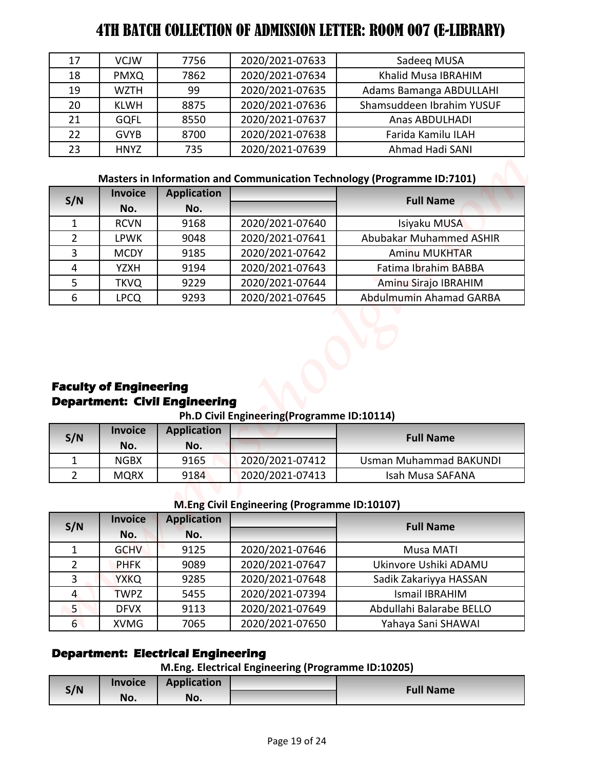# 4TH BATCH COLLECTION OF ADMISSION LETTER: ROOM 007 (E-LIBRARY)

| | | | | |
|---|---|---|---|---|
| 17 | VCJW | 7756 | 2020/2021-07633 | Sadeeq MUSA |
| 18 | PMXQ | 7862 | 2020/2021-07634 | Khalid Musa IBRAHIM |
| 19 | WZTH | 99 | 2020/2021-07635 | Adams Bamanga ABDULLAHI |
| 20 | KLWH | 8875 | 2020/2021-07636 | Shamsuddeen Ibrahim YUSUF |
| 21 | GQFL | 8550 | 2020/2021-07637 | Anas ABDULHADI |
| 22 | GVYB | 8700 | 2020/2021-07638 | Farida Kamilu ILAH |
| 23 | HNYZ | 735 | 2020/2021-07639 | Ahmad Hadi SANI |

**Masters in Information and Communication Technology (Programme ID:7101)**

| S/N | Invoice No. | Application No. | | Full Name |
|---|---|---|---|---|
| 1 | RCVN | 9168 | 2020/2021-07640 | Isiyaku MUSA |
| 2 | LPWK | 9048 | 2020/2021-07641 | Abubakar Muhammed ASHIR |
| 3 | MCDY | 9185 | 2020/2021-07642 | Aminu MUKHTAR |
| 4 | YZXH | 9194 | 2020/2021-07643 | Fatima Ibrahim BABBA |
| 5 | TKVQ | 9229 | 2020/2021-07644 | Aminu Sirajo IBRAHIM |
| 6 | LPCQ | 9293 | 2020/2021-07645 | Abdulmumin Ahamad GARBA |

## Faculty of Engineering

### Department: Civil Engineering

**Ph.D Civil Engineering(Programme ID:10114)**

| S/N | Invoice No. | Application No. | | Full Name |
|---|---|---|---|---|
| 1 | NGBX | 9165 | 2020/2021-07412 | Usman Muhammad BAKUNDI |
| 2 | MQRX | 9184 | 2020/2021-07413 | Isah Musa SAFANA |

**M.Eng Civil Engineering (Programme ID:10107)**

| S/N | Invoice No. | Application No. | | Full Name |
|---|---|---|---|---|
| 1 | GCHV | 9125 | 2020/2021-07646 | Musa MATI |
| 2 | PHFK | 9089 | 2020/2021-07647 | Ukinvore Ushiki ADAMU |
| 3 | YXKQ | 9285 | 2020/2021-07648 | Sadik Zakariyya HASSAN |
| 4 | TWPZ | 5455 | 2020/2021-07394 | Ismail IBRAHIM |
| 5 | DFVX | 9113 | 2020/2021-07649 | Abdullahi Balarabe BELLO |
| 6 | XVMG | 7065 | 2020/2021-07650 | Yahaya Sani SHAWAI |

### Department: Electrical Engineering

**M.Eng. Electrical Engineering (Programme ID:10205)**

| S/N | Invoice No. | Application No. | | Full Name |
|---|---|---|---|---|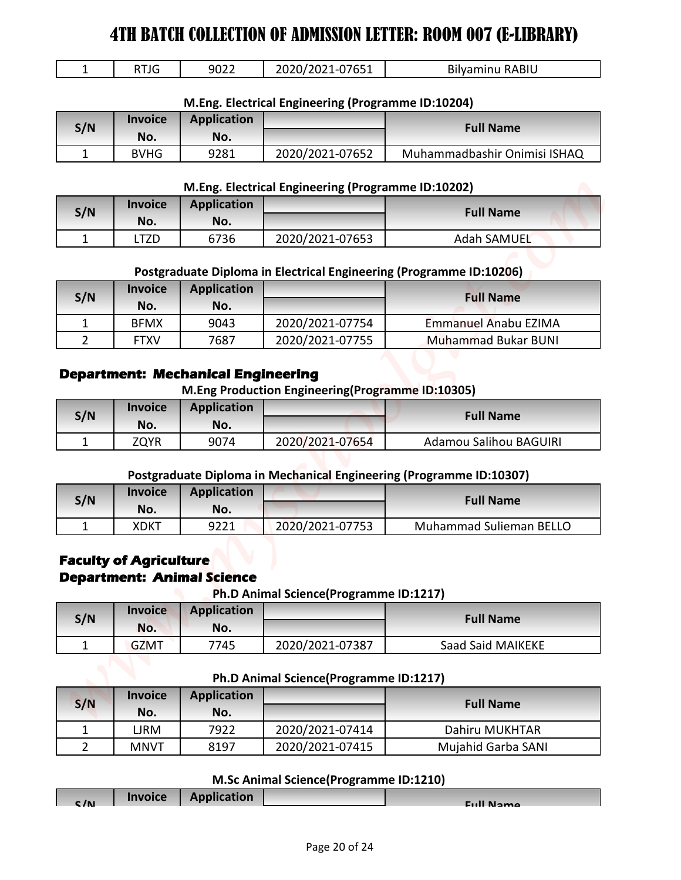# 4TH BATCH COLLECTION OF ADMISSION LETTER: ROOM 007 (E-LIBRARY)

| 1 | RTJG | 9022 | 2020/2021-07651 | Bilyaminu RABIU |
|---|---|---|---|---|

**M.Eng. Electrical Engineering (Programme ID:10204)**

| S/N | Invoice No. | Application No. | | Full Name |
|---|---|---|---|---|
| 1 | BVHG | 9281 | 2020/2021-07652 | Muhammadbashir Onimisi ISHAQ |

**M.Eng. Electrical Engineering (Programme ID:10202)**

| S/N | Invoice No. | Application No. | | Full Name |
|---|---|---|---|---|
| 1 | LTZD | 6736 | 2020/2021-07653 | Adah SAMUEL |

**Postgraduate Diploma in Electrical Engineering (Programme ID:10206)**

| S/N | Invoice No. | Application No. | | Full Name |
|---|---|---|---|---|
| 1 | BFMX | 9043 | 2020/2021-07754 | Emmanuel Anabu EZIMA |
| 2 | FTXV | 7687 | 2020/2021-07755 | Muhammad Bukar BUNI |

## Department: Mechanical Engineering

**M.Eng Production Engineering(Programme ID:10305)**

| S/N | Invoice No. | Application No. | | Full Name |
|---|---|---|---|---|
| 1 | ZQYR | 9074 | 2020/2021-07654 | Adamou Salihou BAGUIRI |

**Postgraduate Diploma in Mechanical Engineering (Programme ID:10307)**

| S/N | Invoice No. | Application No. | | Full Name |
|---|---|---|---|---|
| 1 | XDKT | 9221 | 2020/2021-07753 | Muhammad Sulieman BELLO |

## Faculty of Agriculture

## Department: Animal Science

**Ph.D Animal Science(Programme ID:1217)**

| S/N | Invoice No. | Application No. | | Full Name |
|---|---|---|---|---|
| 1 | GZMT | 7745 | 2020/2021-07387 | Saad Said MAIKEKE |

**Ph.D Animal Science(Programme ID:1217)**

| S/N | Invoice No. | Application No. | | Full Name |
|---|---|---|---|---|
| 1 | LJRM | 7922 | 2020/2021-07414 | Dahiru MUKHTAR |
| 2 | MNVT | 8197 | 2020/2021-07415 | Mujahid Garba SANI |

**M.Sc Animal Science(Programme ID:1210)**

| S/N | Invoice No. | Application No. | | Full Name |
|---|---|---|---|---|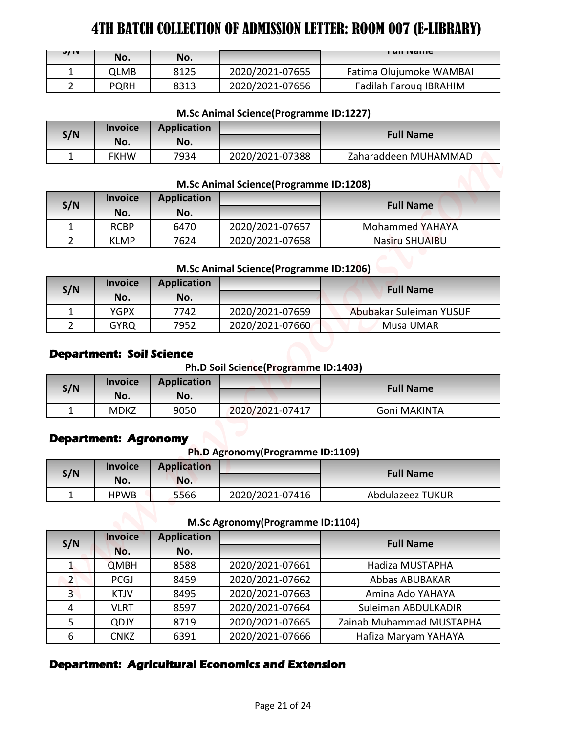# 4TH BATCH COLLECTION OF ADMISSION LETTER: ROOM 007 (E-LIBRARY)

| S/N | Invoice No. | Application No. | | Full Name |
|---|---|---|---|---|
| 1 | QLMB | 8125 | 2020/2021-07655 | Fatima Olujumoke WAMBAI |
| 2 | PQRH | 8313 | 2020/2021-07656 | Fadilah Farouq IBRAHIM |

**M.Sc Animal Science(Programme ID:1227)**

| S/N | Invoice No. | Application No. | | Full Name |
|---|---|---|---|---|
| 1 | FKHW | 7934 | 2020/2021-07388 | Zaharaddeen MUHAMMAD |

**M.Sc Animal Science(Programme ID:1208)**

| S/N | Invoice No. | Application No. | | Full Name |
|---|---|---|---|---|
| 1 | RCBP | 6470 | 2020/2021-07657 | Mohammed YAHAYA |
| 2 | KLMP | 7624 | 2020/2021-07658 | Nasiru SHUAIBU |

**M.Sc Animal Science(Programme ID:1206)**

| S/N | Invoice No. | Application No. | | Full Name |
|---|---|---|---|---|
| 1 | YGPX | 7742 | 2020/2021-07659 | Abubakar Suleiman YUSUF |
| 2 | GYRQ | 7952 | 2020/2021-07660 | Musa UMAR |

## Department: Soil Science

**Ph.D Soil Science(Programme ID:1403)**

| S/N | Invoice No. | Application No. | | Full Name |
|---|---|---|---|---|
| 1 | MDKZ | 9050 | 2020/2021-07417 | Goni MAKINTA |

## Department: Agronomy

**Ph.D Agronomy(Programme ID:1109)**

| S/N | Invoice No. | Application No. | | Full Name |
|---|---|---|---|---|
| 1 | HPWB | 5566 | 2020/2021-07416 | Abdulazeez TUKUR |

**M.Sc Agronomy(Programme ID:1104)**

| S/N | Invoice No. | Application No. | | Full Name |
|---|---|---|---|---|
| 1 | QMBH | 8588 | 2020/2021-07661 | Hadiza MUSTAPHA |
| 2 | PCGJ | 8459 | 2020/2021-07662 | Abbas ABUBAKAR |
| 3 | KTJV | 8495 | 2020/2021-07663 | Amina Ado YAHAYA |
| 4 | VLRT | 8597 | 2020/2021-07664 | Suleiman ABDULKADIR |
| 5 | QDJY | 8719 | 2020/2021-07665 | Zainab Muhammad MUSTAPHA |
| 6 | CNKZ | 6391 | 2020/2021-07666 | Hafiza Maryam YAHAYA |

## Department: Agricultural Economics and Extension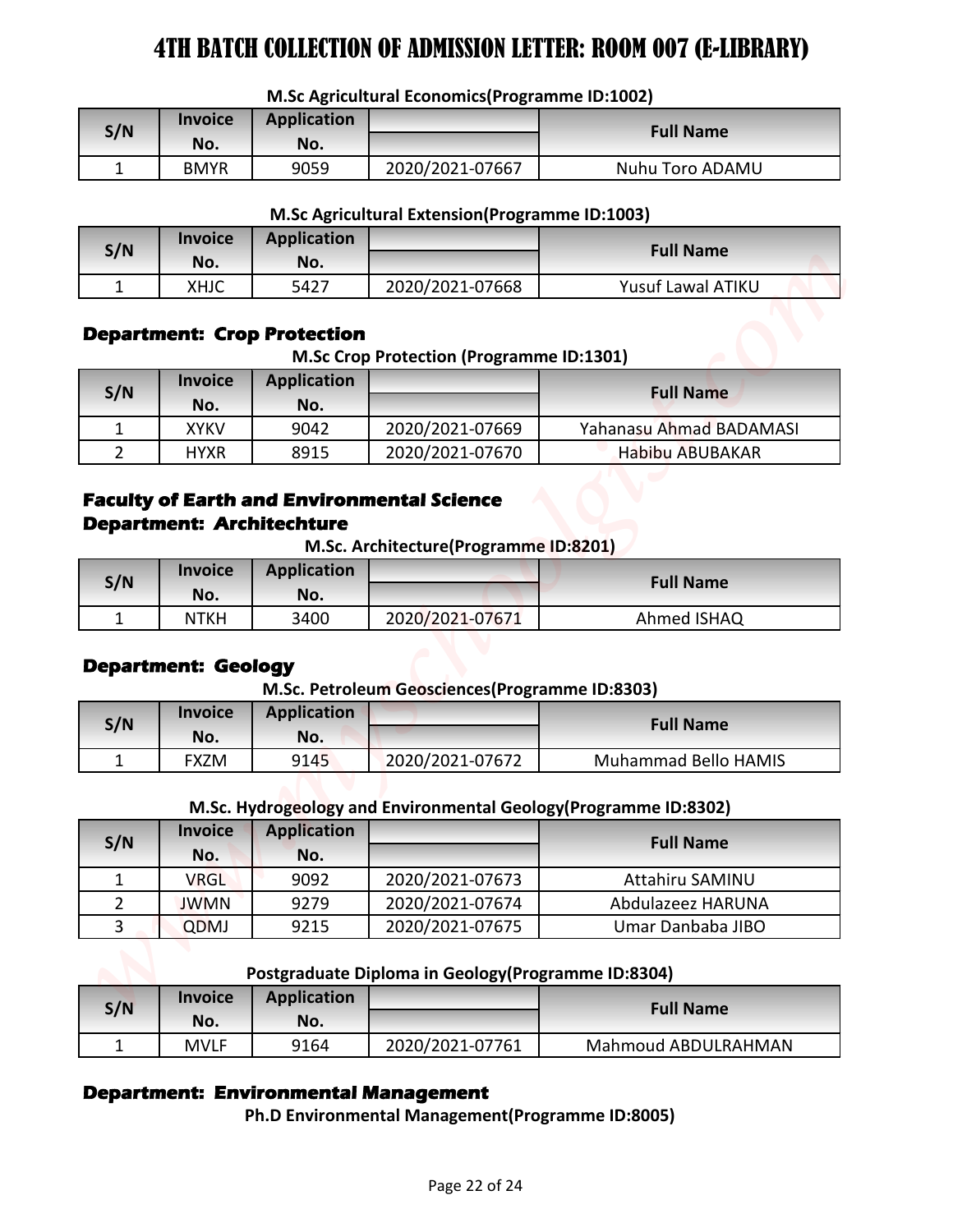# 4TH BATCH COLLECTION OF ADMISSION LETTER: ROOM 007 (E-LIBRARY)

**M.Sc Agricultural Economics(Programme ID:1002)**

| S/N | Invoice No. | Application No. | | Full Name |
|---|---|---|---|---|
| 1 | BMYR | 9059 | 2020/2021-07667 | Nuhu Toro ADAMU |

**M.Sc Agricultural Extension(Programme ID:1003)**

| S/N | Invoice No. | Application No. | | Full Name |
|---|---|---|---|---|
| 1 | XHJC | 5427 | 2020/2021-07668 | Yusuf Lawal ATIKU |

### Department: Crop Protection

**M.Sc Crop Protection (Programme ID:1301)**

| S/N | Invoice No. | Application No. | | Full Name |
|---|---|---|---|---|
| 1 | XYKV | 9042 | 2020/2021-07669 | Yahanasu Ahmad BADAMASI |
| 2 | HYXR | 8915 | 2020/2021-07670 | Habibu ABUBAKAR |

## Faculty of Earth and Environmental Science

### Department: Architechture

**M.Sc. Architecture(Programme ID:8201)**

| S/N | Invoice No. | Application No. | | Full Name |
|---|---|---|---|---|
| 1 | NTKH | 3400 | 2020/2021-07671 | Ahmed ISHAQ |

### Department: Geology

**M.Sc. Petroleum Geosciences(Programme ID:8303)**

| S/N | Invoice No. | Application No. | | Full Name |
|---|---|---|---|---|
| 1 | FXZM | 9145 | 2020/2021-07672 | Muhammad Bello HAMIS |

**M.Sc. Hydrogeology and Environmental Geology(Programme ID:8302)**

| S/N | Invoice No. | Application No. | | Full Name |
|---|---|---|---|---|
| 1 | VRGL | 9092 | 2020/2021-07673 | Attahiru SAMINU |
| 2 | JWMN | 9279 | 2020/2021-07674 | Abdulazeez HARUNA |
| 3 | QDMJ | 9215 | 2020/2021-07675 | Umar Danbaba JIBO |

**Postgraduate Diploma in Geology(Programme ID:8304)**

| S/N | Invoice No. | Application No. | | Full Name |
|---|---|---|---|---|
| 1 | MVLF | 9164 | 2020/2021-07761 | Mahmoud ABDULRAHMAN |

### Department: Environmental Management

**Ph.D Environmental Management(Programme ID:8005)**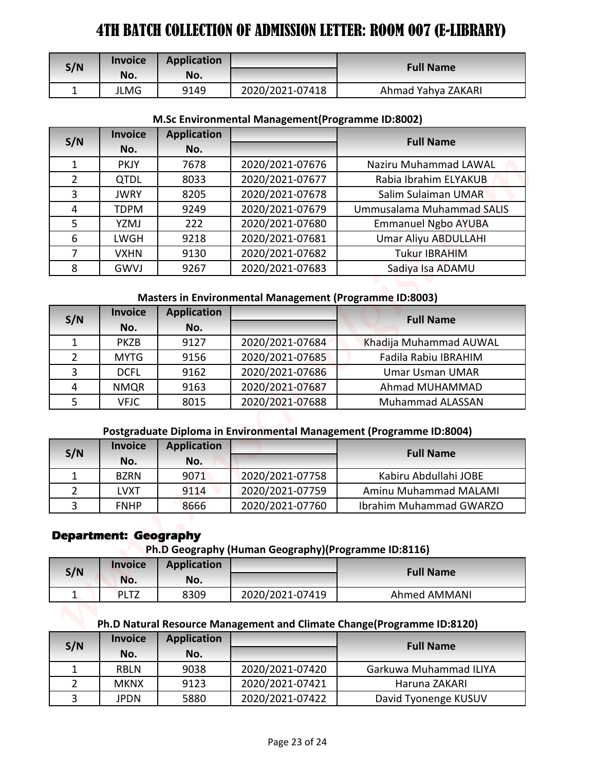# 4TH BATCH COLLECTION OF ADMISSION LETTER: ROOM 007 (E-LIBRARY)

| S/N | Invoice No. | Application No. | | Full Name |
|---|---|---|---|---|
| 1 | JLMG | 9149 | 2020/2021-07418 | Ahmad Yahya ZAKARI |

**M.Sc Environmental Management(Programme ID:8002)**

| S/N | Invoice No. | Application No. | | Full Name |
|---|---|---|---|---|
| 1 | PKJY | 7678 | 2020/2021-07676 | Naziru Muhammad LAWAL |
| 2 | QTDL | 8033 | 2020/2021-07677 | Rabia Ibrahim ELYAKUB |
| 3 | JWRY | 8205 | 2020/2021-07678 | Salim Sulaiman UMAR |
| 4 | TDPM | 9249 | 2020/2021-07679 | Ummusalama Muhammad SALIS |
| 5 | YZMJ | 222 | 2020/2021-07680 | Emmanuel Ngbo AYUBA |
| 6 | LWGH | 9218 | 2020/2021-07681 | Umar Aliyu ABDULLAHI |
| 7 | VXHN | 9130 | 2020/2021-07682 | Tukur IBRAHIM |
| 8 | GWVJ | 9267 | 2020/2021-07683 | Sadiya Isa ADAMU |

**Masters in Environmental Management (Programme ID:8003)**

| S/N | Invoice No. | Application No. | | Full Name |
|---|---|---|---|---|
| 1 | PKZB | 9127 | 2020/2021-07684 | Khadija Muhammad AUWAL |
| 2 | MYTG | 9156 | 2020/2021-07685 | Fadila Rabiu IBRAHIM |
| 3 | DCFL | 9162 | 2020/2021-07686 | Umar Usman UMAR |
| 4 | NMQR | 9163 | 2020/2021-07687 | Ahmad MUHAMMAD |
| 5 | VFJC | 8015 | 2020/2021-07688 | Muhammad ALASSAN |

**Postgraduate Diploma in Environmental Management (Programme ID:8004)**

| S/N | Invoice No. | Application No. | | Full Name |
|---|---|---|---|---|
| 1 | BZRN | 9071 | 2020/2021-07758 | Kabiru Abdullahi JOBE |
| 2 | LVXT | 9114 | 2020/2021-07759 | Aminu Muhammad MALAMI |
| 3 | FNHP | 8666 | 2020/2021-07760 | Ibrahim Muhammad GWARZO |

## Department: Geography

**Ph.D Geography (Human Geography)(Programme ID:8116)**

| S/N | Invoice No. | Application No. | | Full Name |
|---|---|---|---|---|
| 1 | PLTZ | 8309 | 2020/2021-07419 | Ahmed AMMANI |

**Ph.D Natural Resource Management and Climate Change(Programme ID:8120)**

| S/N | Invoice No. | Application No. | | Full Name |
|---|---|---|---|---|
| 1 | RBLN | 9038 | 2020/2021-07420 | Garkuwa Muhammad ILIYA |
| 2 | MKNX | 9123 | 2020/2021-07421 | Haruna ZAKARI |
| 3 | JPDN | 5880 | 2020/2021-07422 | David Tyonenge KUSUV |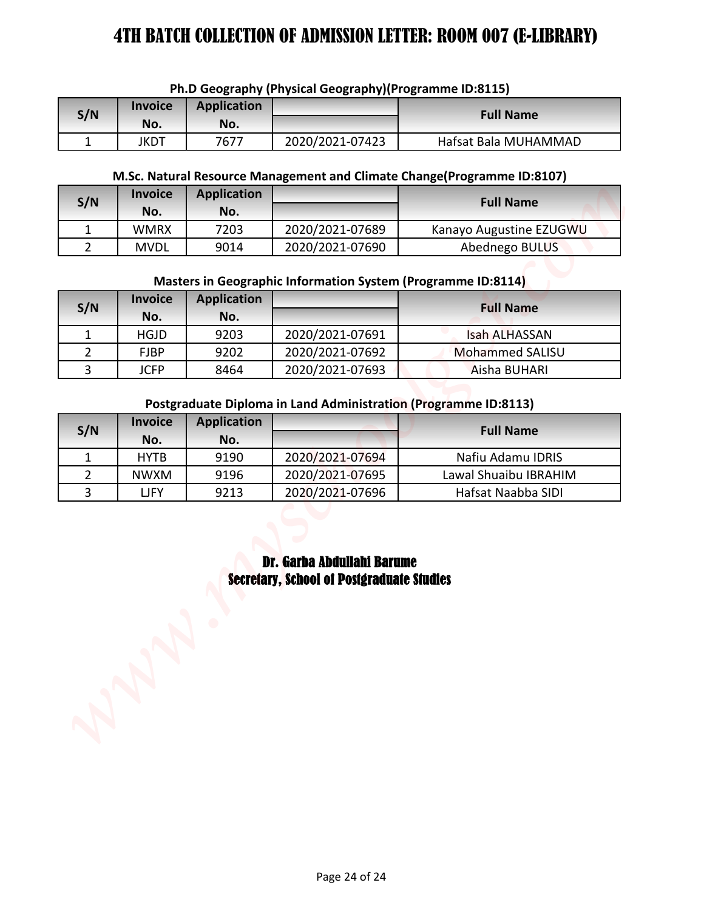# 4TH BATCH COLLECTION OF ADMISSION LETTER: ROOM 007 (E-LIBRARY)

### Ph.D Geography (Physical Geography)(Programme ID:8115)

| S/N | Invoice No. | Application No. | | Full Name |
|---|---|---|---|---|
| 1 | JKDT | 7677 | 2020/2021-07423 | Hafsat Bala MUHAMMAD |

### M.Sc. Natural Resource Management and Climate Change(Programme ID:8107)

| S/N | Invoice No. | Application No. | | Full Name |
|---|---|---|---|---|
| 1 | WMRX | 7203 | 2020/2021-07689 | Kanayo Augustine EZUGWU |
| 2 | MVDL | 9014 | 2020/2021-07690 | Abednego BULUS |

### Masters in Geographic Information System (Programme ID:8114)

| S/N | Invoice No. | Application No. | | Full Name |
|---|---|---|---|---|
| 1 | HGJD | 9203 | 2020/2021-07691 | Isah ALHASSAN |
| 2 | FJBP | 9202 | 2020/2021-07692 | Mohammed SALISU |
| 3 | JCFP | 8464 | 2020/2021-07693 | Aisha BUHARI |

### Postgraduate Diploma in Land Administration (Programme ID:8113)

| S/N | Invoice No. | Application No. | | Full Name |
|---|---|---|---|---|
| 1 | HYTB | 9190 | 2020/2021-07694 | Nafiu Adamu IDRIS |
| 2 | NWXM | 9196 | 2020/2021-07695 | Lawal Shuaibu IBRAHIM |
| 3 | LJFY | 9213 | 2020/2021-07696 | Hafsat Naabba SIDI |

**Dr. Garba Abdullahi Barume**
**Secretary, School of Postgraduate Studies**